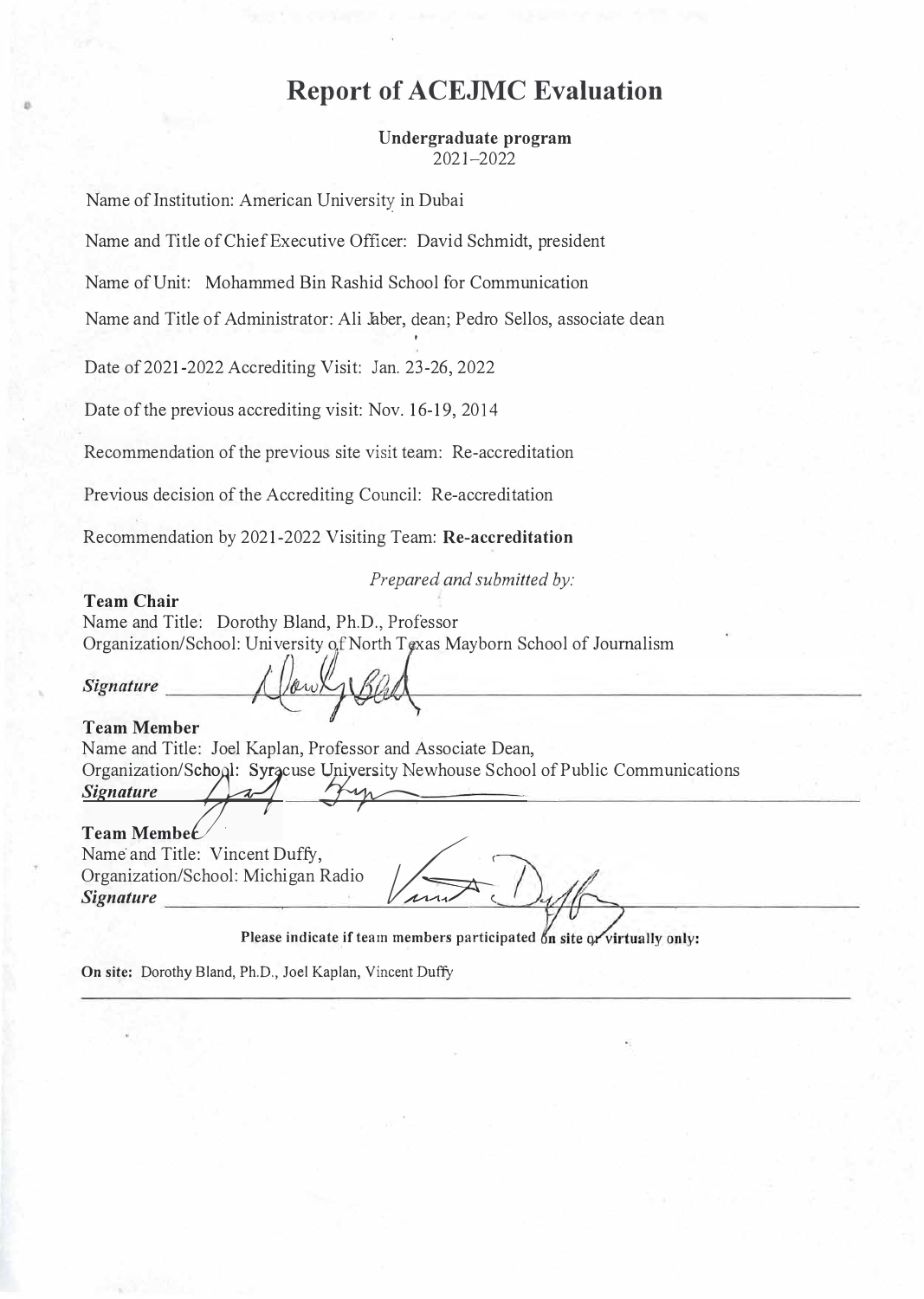# Report of ACEJMC Evaluation

**Undergraduate program**
2021–2022

Name of Institution: American University in Dubai

Name and Title of Chief Executive Officer: David Schmidt, president

Name of Unit: Mohammed Bin Rashid School for Communication

Name and Title of Administrator: Ali Jaber, dean; Pedro Sellos, associate dean

Date of 2021-2022 Accrediting Visit: Jan. 23-26, 2022

Date of the previous accrediting visit: Nov. 16-19, 2014

Recommendation of the previous site visit team: Re-accreditation

Previous decision of the Accrediting Council: Re-accreditation

Recommendation by 2021-2022 Visiting Team: **Re-accreditation**

*Prepared and submitted by:*

**Team Chair**
Name and Title: Dorothy Bland, Ph.D., Professor
Organization/School: University of North Texas Mayborn School of Journalism

***Signature*** ______________________

**Team Member**
Name and Title: Joel Kaplan, Professor and Associate Dean,
Organization/School: Syracuse University Newhouse School of Public Communications
***Signature*** ______________________

**Team Member**
Name and Title: Vincent Duffy,
Organization/School: Michigan Radio
***Signature*** ______________________

**Please indicate if team members participated on site or virtually only:**

**On site:** Dorothy Bland, Ph.D., Joel Kaplan, Vincent Duffy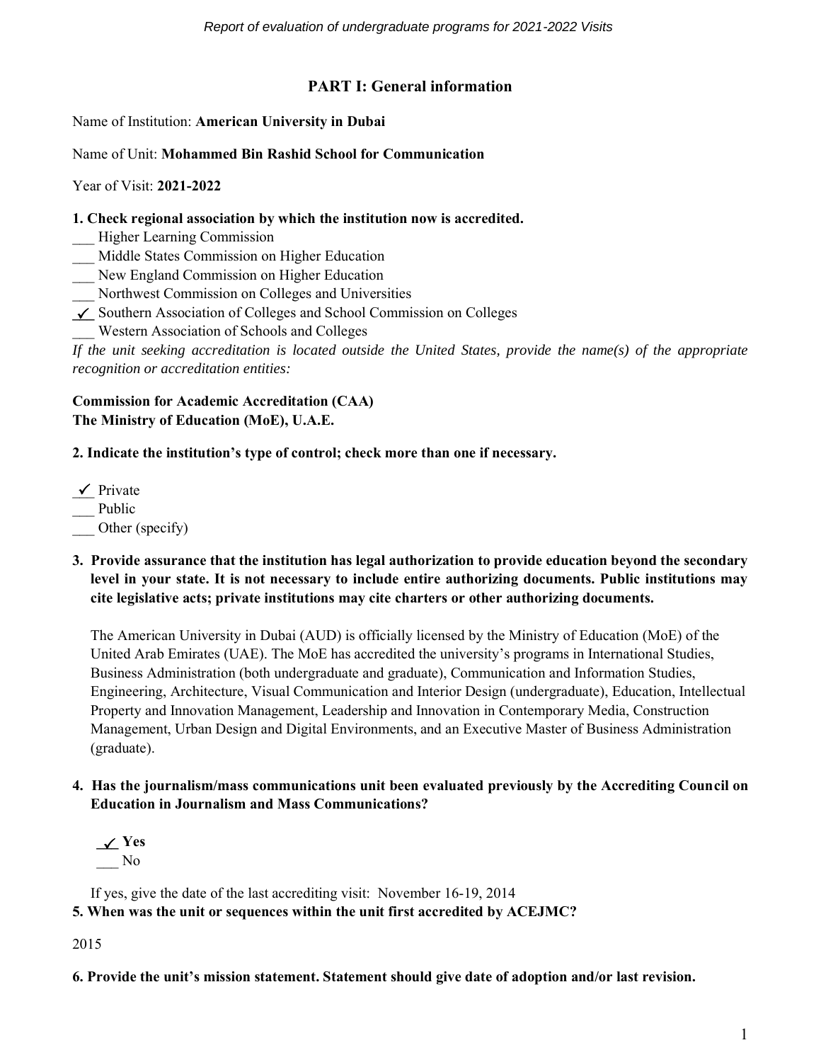## PART I: General information

Name of Institution: **American University in Dubai**

Name of Unit: **Mohammed Bin Rashid School for Communication**

Year of Visit: **2021-2022**

**1. Check regional association by which the institution now is accredited.**

___ Higher Learning Commission
___ Middle States Commission on Higher Education
___ New England Commission on Higher Education
___ Northwest Commission on Colleges and Universities
_✓_ Southern Association of Colleges and School Commission on Colleges
___ Western Association of Schools and Colleges

*If the unit seeking accreditation is located outside the United States, provide the name(s) of the appropriate recognition or accreditation entities:*

**Commission for Academic Accreditation (CAA)**
**The Ministry of Education (MoE), U.A.E.**

**2. Indicate the institution's type of control; check more than one if necessary.**

_✓_ Private
___ Public
___ Other (specify)

**3. Provide assurance that the institution has legal authorization to provide education beyond the secondary level in your state. It is not necessary to include entire authorizing documents. Public institutions may cite legislative acts; private institutions may cite charters or other authorizing documents.**

The American University in Dubai (AUD) is officially licensed by the Ministry of Education (MoE) of the United Arab Emirates (UAE). The MoE has accredited the university's programs in International Studies, Business Administration (both undergraduate and graduate), Communication and Information Studies, Engineering, Architecture, Visual Communication and Interior Design (undergraduate), Education, Intellectual Property and Innovation Management, Leadership and Innovation in Contemporary Media, Construction Management, Urban Design and Digital Environments, and an Executive Master of Business Administration (graduate).

**4. Has the journalism/mass communications unit been evaluated previously by the Accrediting Council on Education in Journalism and Mass Communications?**

_✓_ **Yes**
___ No

If yes, give the date of the last accrediting visit: November 16-19, 2014

**5. When was the unit or sequences within the unit first accredited by ACEJMC?**

2015

**6. Provide the unit's mission statement. Statement should give date of adoption and/or last revision.**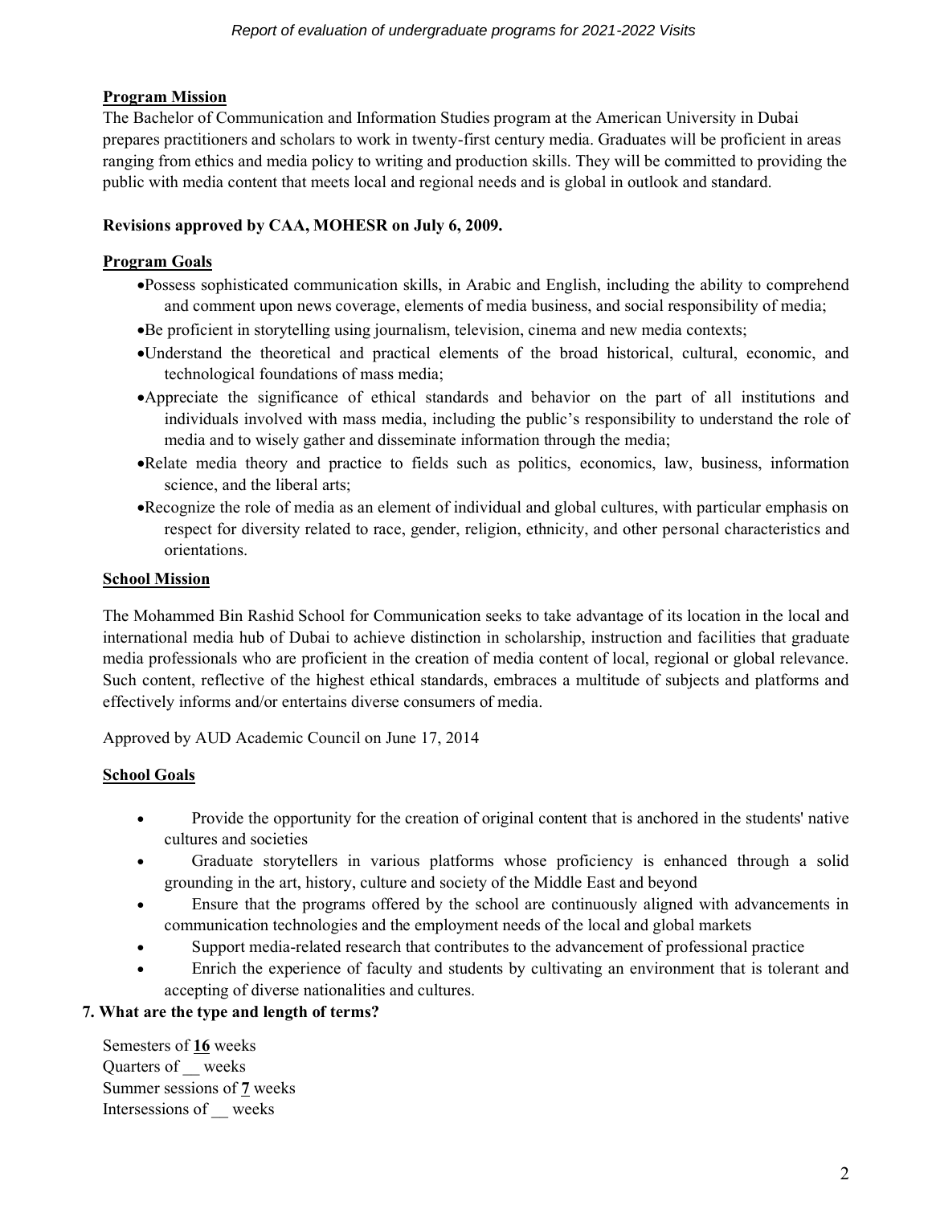**Program Mission**

The Bachelor of Communication and Information Studies program at the American University in Dubai prepares practitioners and scholars to work in twenty-first century media. Graduates will be proficient in areas ranging from ethics and media policy to writing and production skills. They will be committed to providing the public with media content that meets local and regional needs and is global in outlook and standard.

**Revisions approved by CAA, MOHESR on July 6, 2009.**

**Program Goals**

- Possess sophisticated communication skills, in Arabic and English, including the ability to comprehend and comment upon news coverage, elements of media business, and social responsibility of media;
- Be proficient in storytelling using journalism, television, cinema and new media contexts;
- Understand the theoretical and practical elements of the broad historical, cultural, economic, and technological foundations of mass media;
- Appreciate the significance of ethical standards and behavior on the part of all institutions and individuals involved with mass media, including the public's responsibility to understand the role of media and to wisely gather and disseminate information through the media;
- Relate media theory and practice to fields such as politics, economics, law, business, information science, and the liberal arts;
- Recognize the role of media as an element of individual and global cultures, with particular emphasis on respect for diversity related to race, gender, religion, ethnicity, and other personal characteristics and orientations.

**School Mission**

The Mohammed Bin Rashid School for Communication seeks to take advantage of its location in the local and international media hub of Dubai to achieve distinction in scholarship, instruction and facilities that graduate media professionals who are proficient in the creation of media content of local, regional or global relevance. Such content, reflective of the highest ethical standards, embraces a multitude of subjects and platforms and effectively informs and/or entertains diverse consumers of media.

Approved by AUD Academic Council on June 17, 2014

**School Goals**

- Provide the opportunity for the creation of original content that is anchored in the students' native cultures and societies
- Graduate storytellers in various platforms whose proficiency is enhanced through a solid grounding in the art, history, culture and society of the Middle East and beyond
- Ensure that the programs offered by the school are continuously aligned with advancements in communication technologies and the employment needs of the local and global markets
- Support media-related research that contributes to the advancement of professional practice
- Enrich the experience of faculty and students by cultivating an environment that is tolerant and accepting of diverse nationalities and cultures.

**7. What are the type and length of terms?**

Semesters of **16** weeks
Quarters of __ weeks
Summer sessions of **7** weeks
Intersessions of __ weeks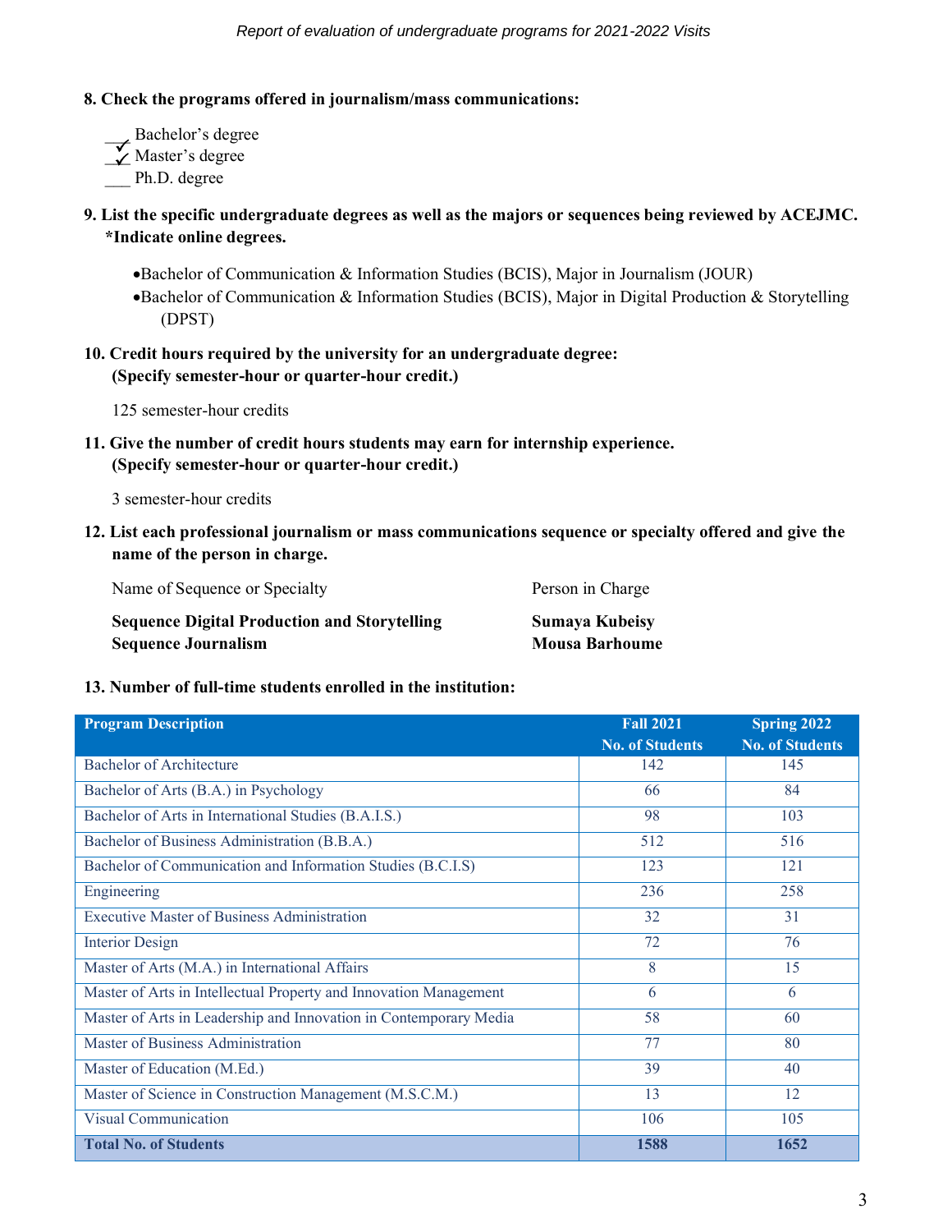**8. Check the programs offered in journalism/mass communications:**

_✓_ Bachelor's degree
_✓_ Master's degree
___ Ph.D. degree

**9. List the specific undergraduate degrees as well as the majors or sequences being reviewed by ACEJMC. *Indicate online degrees.**

- Bachelor of Communication & Information Studies (BCIS), Major in Journalism (JOUR)
- Bachelor of Communication & Information Studies (BCIS), Major in Digital Production & Storytelling (DPST)

**10. Credit hours required by the university for an undergraduate degree: (Specify semester-hour or quarter-hour credit.)**

125 semester-hour credits

**11. Give the number of credit hours students may earn for internship experience. (Specify semester-hour or quarter-hour credit.)**

3 semester-hour credits

**12. List each professional journalism or mass communications sequence or specialty offered and give the name of the person in charge.**

| Name of Sequence or Specialty | Person in Charge |
|---|---|
| **Sequence Digital Production and Storytelling** | **Sumaya Kubeisy** |
| **Sequence Journalism** | **Mousa Barhoume** |

**13. Number of full-time students enrolled in the institution:**

| Program Description | Fall 2021 No. of Students | Spring 2022 No. of Students |
|---|---|---|
| Bachelor of Architecture | 142 | 145 |
| Bachelor of Arts (B.A.) in Psychology | 66 | 84 |
| Bachelor of Arts in International Studies (B.A.I.S.) | 98 | 103 |
| Bachelor of Business Administration (B.B.A.) | 512 | 516 |
| Bachelor of Communication and Information Studies (B.C.I.S) | 123 | 121 |
| Engineering | 236 | 258 |
| Executive Master of Business Administration | 32 | 31 |
| Interior Design | 72 | 76 |
| Master of Arts (M.A.) in International Affairs | 8 | 15 |
| Master of Arts in Intellectual Property and Innovation Management | 6 | 6 |
| Master of Arts in Leadership and Innovation in Contemporary Media | 58 | 60 |
| Master of Business Administration | 77 | 80 |
| Master of Education (M.Ed.) | 39 | 40 |
| Master of Science in Construction Management (M.S.C.M.) | 13 | 12 |
| Visual Communication | 106 | 105 |
| **Total No. of Students** | **1588** | **1652** |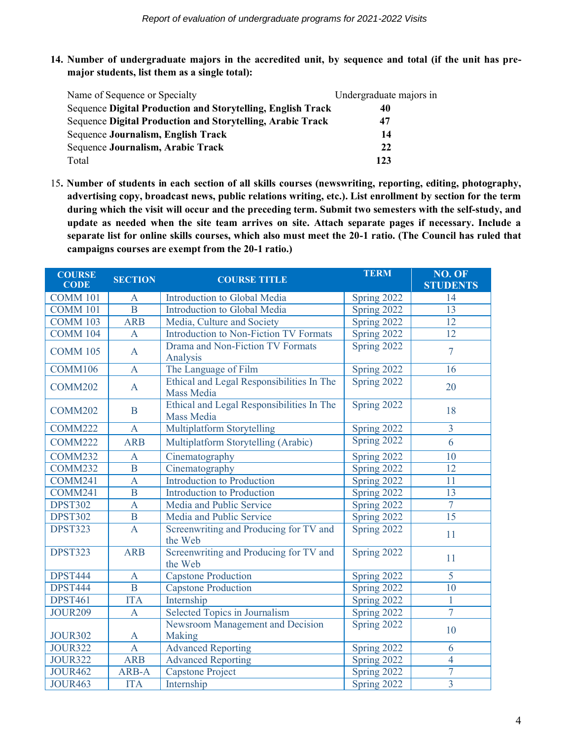**14. Number of undergraduate majors in the accredited unit, by sequence and total (if the unit has pre-major students, list them as a single total):**

| Name of Sequence or Specialty | Undergraduate majors in |
|---|---|
| Sequence **Digital Production and Storytelling, English Track** | **40** |
| Sequence **Digital Production and Storytelling, Arabic Track** | **47** |
| Sequence **Journalism, English Track** | **14** |
| Sequence **Journalism, Arabic Track** | **22** |
| Total | **123** |

15. **Number of students in each section of all skills courses (newswriting, reporting, editing, photography, advertising copy, broadcast news, public relations writing, etc.). List enrollment by section for the term during which the visit will occur and the preceding term. Submit two semesters with the self-study, and update as needed when the site team arrives on site. Attach separate pages if necessary. Include a separate list for online skills courses, which also must meet the 20-1 ratio. (The Council has ruled that campaigns courses are exempt from the 20-1 ratio.)**

| COURSE CODE | SECTION | COURSE TITLE | TERM | NO. OF STUDENTS |
|---|---|---|---|---|
| COMM 101 | A | Introduction to Global Media | Spring 2022 | 14 |
| COMM 101 | B | Introduction to Global Media | Spring 2022 | 13 |
| COMM 103 | ARB | Media, Culture and Society | Spring 2022 | 12 |
| COMM 104 | A | Introduction to Non-Fiction TV Formats | Spring 2022 | 12 |
| COMM 105 | A | Drama and Non-Fiction TV Formats Analysis | Spring 2022 | 7 |
| COMM106 | A | The Language of Film | Spring 2022 | 16 |
| COMM202 | A | Ethical and Legal Responsibilities In The Mass Media | Spring 2022 | 20 |
| COMM202 | B | Ethical and Legal Responsibilities In The Mass Media | Spring 2022 | 18 |
| COMM222 | A | Multiplatform Storytelling | Spring 2022 | 3 |
| COMM222 | ARB | Multiplatform Storytelling (Arabic) | Spring 2022 | 6 |
| COMM232 | A | Cinematography | Spring 2022 | 10 |
| COMM232 | B | Cinematography | Spring 2022 | 12 |
| COMM241 | A | Introduction to Production | Spring 2022 | 11 |
| COMM241 | B | Introduction to Production | Spring 2022 | 13 |
| DPST302 | A | Media and Public Service | Spring 2022 | 7 |
| DPST302 | B | Media and Public Service | Spring 2022 | 15 |
| DPST323 | A | Screenwriting and Producing for TV and the Web | Spring 2022 | 11 |
| DPST323 | ARB | Screenwriting and Producing for TV and the Web | Spring 2022 | 11 |
| DPST444 | A | Capstone Production | Spring 2022 | 5 |
| DPST444 | B | Capstone Production | Spring 2022 | 10 |
| DPST461 | ITA | Internship | Spring 2022 | 1 |
| JOUR209 | A | Selected Topics in Journalism | Spring 2022 | 7 |
| JOUR302 | A | Newsroom Management and Decision Making | Spring 2022 | 10 |
| JOUR322 | A | Advanced Reporting | Spring 2022 | 6 |
| JOUR322 | ARB | Advanced Reporting | Spring 2022 | 4 |
| JOUR462 | ARB-A | Capstone Project | Spring 2022 | 7 |
| JOUR463 | ITA | Internship | Spring 2022 | 3 |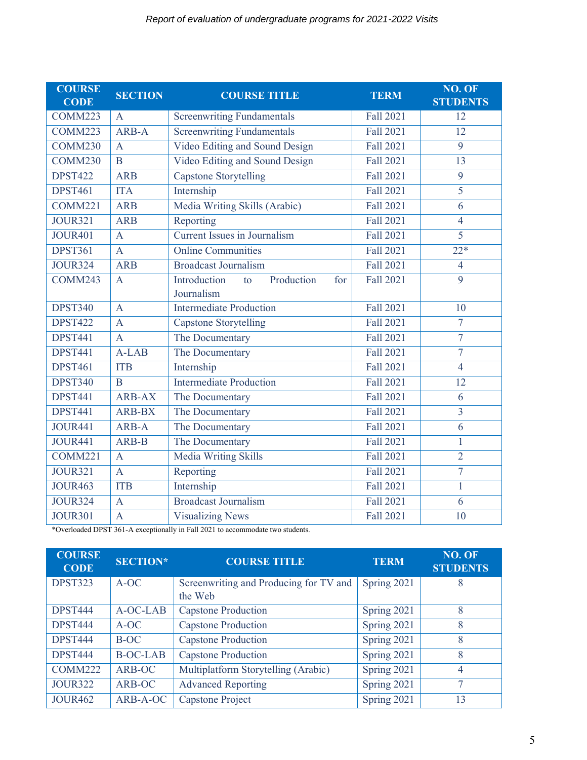| COURSE CODE | SECTION | COURSE TITLE | TERM | NO. OF STUDENTS |
|---|---|---|---|---|
| COMM223 | A | Screenwriting Fundamentals | Fall 2021 | 12 |
| COMM223 | ARB-A | Screenwriting Fundamentals | Fall 2021 | 12 |
| COMM230 | A | Video Editing and Sound Design | Fall 2021 | 9 |
| COMM230 | B | Video Editing and Sound Design | Fall 2021 | 13 |
| DPST422 | ARB | Capstone Storytelling | Fall 2021 | 9 |
| DPST461 | ITA | Internship | Fall 2021 | 5 |
| COMM221 | ARB | Media Writing Skills (Arabic) | Fall 2021 | 6 |
| JOUR321 | ARB | Reporting | Fall 2021 | 4 |
| JOUR401 | A | Current Issues in Journalism | Fall 2021 | 5 |
| DPST361 | A | Online Communities | Fall 2021 | 22* |
| JOUR324 | ARB | Broadcast Journalism | Fall 2021 | 4 |
| COMM243 | A | Introduction to Production for Journalism | Fall 2021 | 9 |
| DPST340 | A | Intermediate Production | Fall 2021 | 10 |
| DPST422 | A | Capstone Storytelling | Fall 2021 | 7 |
| DPST441 | A | The Documentary | Fall 2021 | 7 |
| DPST441 | A-LAB | The Documentary | Fall 2021 | 7 |
| DPST461 | ITB | Internship | Fall 2021 | 4 |
| DPST340 | B | Intermediate Production | Fall 2021 | 12 |
| DPST441 | ARB-AX | The Documentary | Fall 2021 | 6 |
| DPST441 | ARB-BX | The Documentary | Fall 2021 | 3 |
| JOUR441 | ARB-A | The Documentary | Fall 2021 | 6 |
| JOUR441 | ARB-B | The Documentary | Fall 2021 | 1 |
| COMM221 | A | Media Writing Skills | Fall 2021 | 2 |
| JOUR321 | A | Reporting | Fall 2021 | 7 |
| JOUR463 | ITB | Internship | Fall 2021 | 1 |
| JOUR324 | A | Broadcast Journalism | Fall 2021 | 6 |
| JOUR301 | A | Visualizing News | Fall 2021 | 10 |

*Overloaded DPST 361-A exceptionally in Fall 2021 to accommodate two students.

| COURSE CODE | SECTION* | COURSE TITLE | TERM | NO. OF STUDENTS |
|---|---|---|---|---|
| DPST323 | A-OC | Screenwriting and Producing for TV and the Web | Spring 2021 | 8 |
| DPST444 | A-OC-LAB | Capstone Production | Spring 2021 | 8 |
| DPST444 | A-OC | Capstone Production | Spring 2021 | 8 |
| DPST444 | B-OC | Capstone Production | Spring 2021 | 8 |
| DPST444 | B-OC-LAB | Capstone Production | Spring 2021 | 8 |
| COMM222 | ARB-OC | Multiplatform Storytelling (Arabic) | Spring 2021 | 4 |
| JOUR322 | ARB-OC | Advanced Reporting | Spring 2021 | 7 |
| JOUR462 | ARB-A-OC | Capstone Project | Spring 2021 | 13 |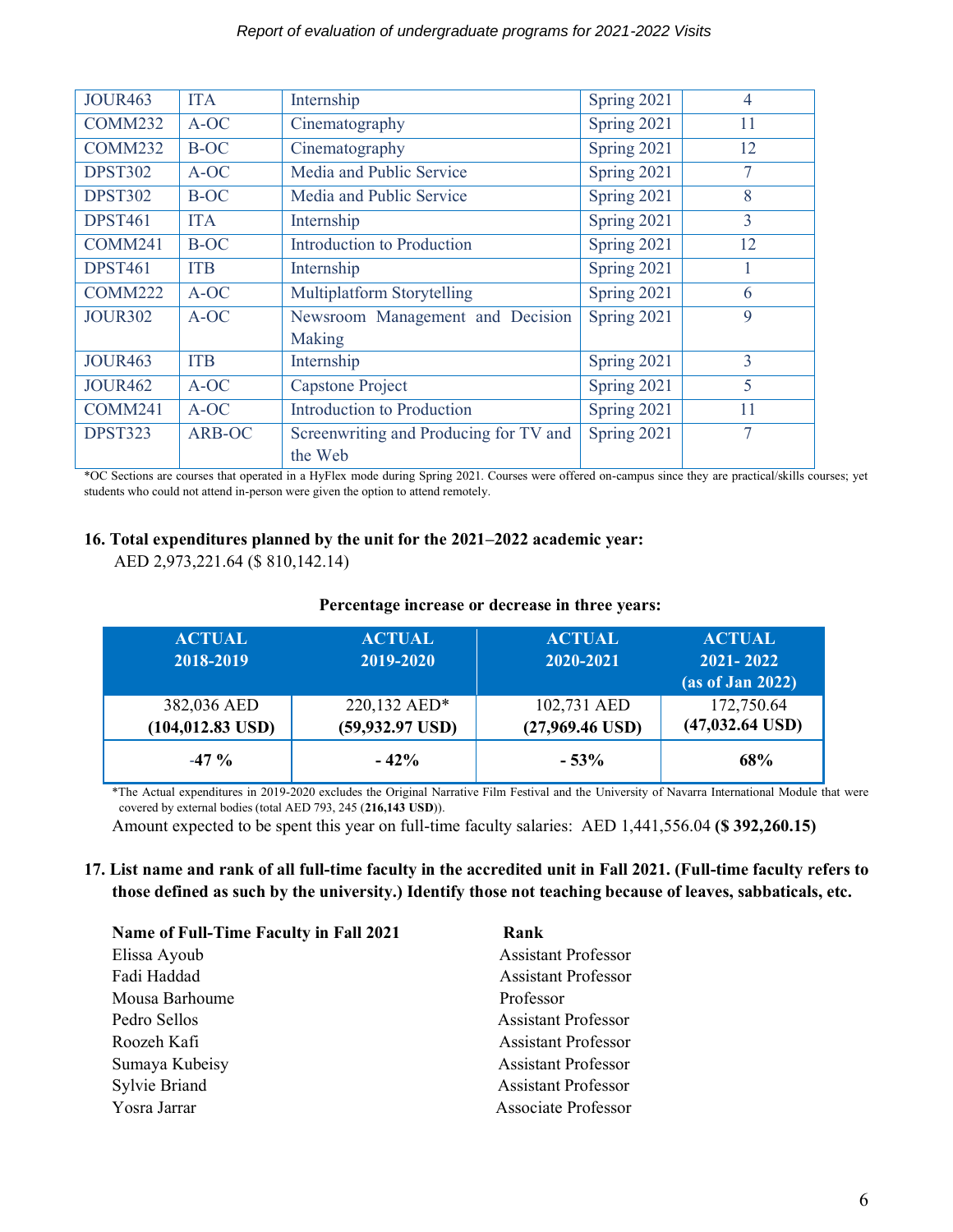| JOUR463 | ITA | Internship | Spring 2021 | 4 |
|---|---|---|---|---|
| COMM232 | A-OC | Cinematography | Spring 2021 | 11 |
| COMM232 | B-OC | Cinematography | Spring 2021 | 12 |
| DPST302 | A-OC | Media and Public Service | Spring 2021 | 7 |
| DPST302 | B-OC | Media and Public Service | Spring 2021 | 8 |
| DPST461 | ITA | Internship | Spring 2021 | 3 |
| COMM241 | B-OC | Introduction to Production | Spring 2021 | 12 |
| DPST461 | ITB | Internship | Spring 2021 | 1 |
| COMM222 | A-OC | Multiplatform Storytelling | Spring 2021 | 6 |
| JOUR302 | A-OC | Newsroom Management and Decision Making | Spring 2021 | 9 |
| JOUR463 | ITB | Internship | Spring 2021 | 3 |
| JOUR462 | A-OC | Capstone Project | Spring 2021 | 5 |
| COMM241 | A-OC | Introduction to Production | Spring 2021 | 11 |
| DPST323 | ARB-OC | Screenwriting and Producing for TV and the Web | Spring 2021 | 7 |

*OC Sections are courses that operated in a HyFlex mode during Spring 2021. Courses were offered on-campus since they are practical/skills courses; yet students who could not attend in-person were given the option to attend remotely.

**16. Total expenditures planned by the unit for the 2021–2022 academic year:**

AED 2,973,221.64 ($ 810,142.14)

**Percentage increase or decrease in three years:**

| ACTUAL 2018-2019 | ACTUAL 2019-2020 | ACTUAL 2020-2021 | ACTUAL 2021- 2022 (as of Jan 2022) |
|---|---|---|---|
| 382,036 AED **(104,012.83 USD)** | 220,132 AED* **(59,932.97 USD)** | 102,731 AED **(27,969.46 USD)** | 172,750.64 **(47,032.64 USD)** |
| **-47 %** | **- 42%** | **- 53%** | **68%** |

*The Actual expenditures in 2019-2020 excludes the Original Narrative Film Festival and the University of Navarra International Module that were covered by external bodies (total AED 793, 245 (**216,143 USD**)).

Amount expected to be spent this year on full-time faculty salaries: AED 1,441,556.04 **($ 392,260.15)**

**17. List name and rank of all full-time faculty in the accredited unit in Fall 2021. (Full-time faculty refers to those defined as such by the university.) Identify those not teaching because of leaves, sabbaticals, etc.**

| Name of Full-Time Faculty in Fall 2021 | Rank |
|---|---|
| Elissa Ayoub | Assistant Professor |
| Fadi Haddad | Assistant Professor |
| Mousa Barhoume | Professor |
| Pedro Sellos | Assistant Professor |
| Roozeh Kafi | Assistant Professor |
| Sumaya Kubeisy | Assistant Professor |
| Sylvie Briand | Assistant Professor |
| Yosra Jarrar | Associate Professor |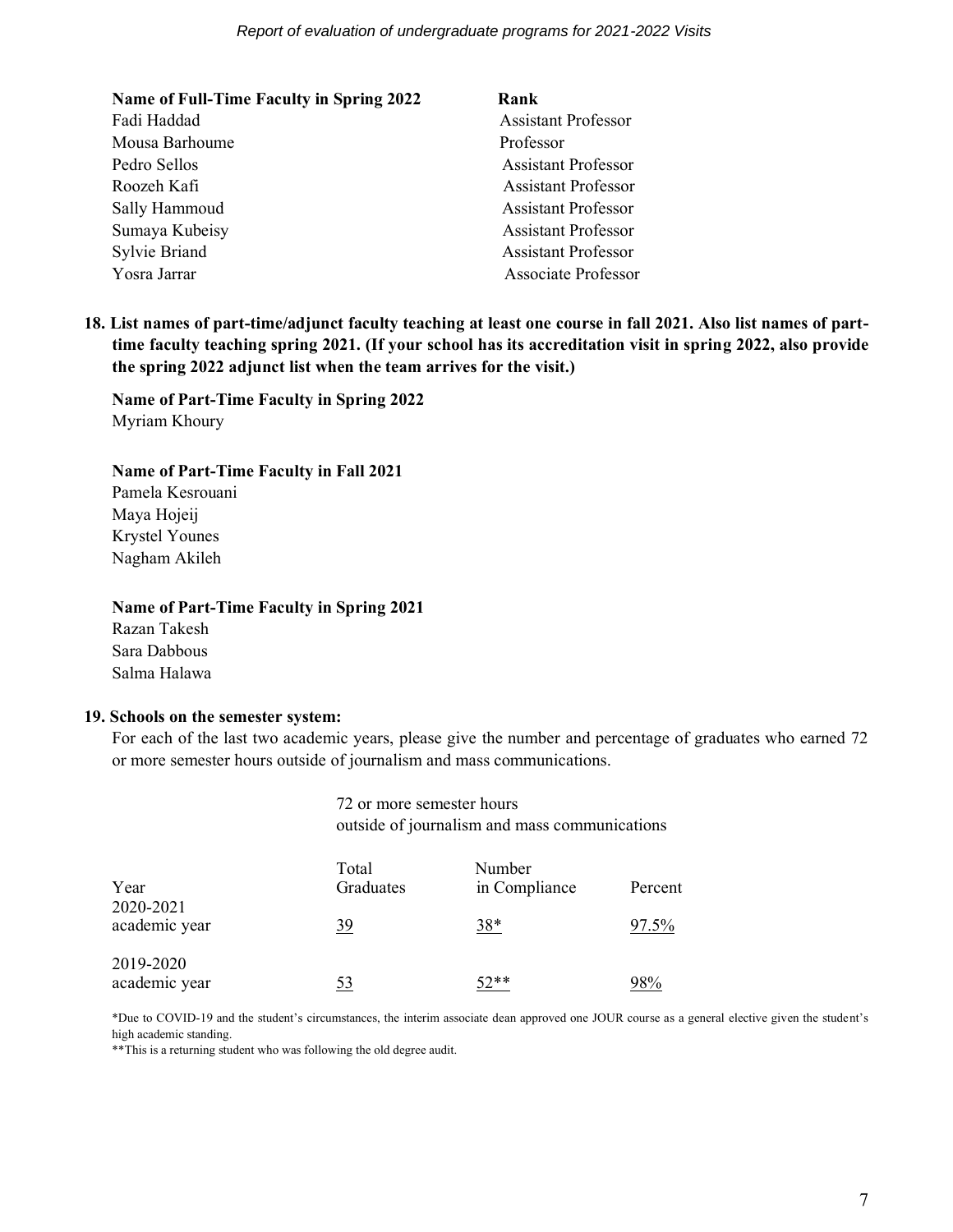| Name of Full-Time Faculty in Spring 2022 | Rank |
|---|---|
| Fadi Haddad | Assistant Professor |
| Mousa Barhoume | Professor |
| Pedro Sellos | Assistant Professor |
| Roozeh Kafi | Assistant Professor |
| Sally Hammoud | Assistant Professor |
| Sumaya Kubeisy | Assistant Professor |
| Sylvie Briand | Assistant Professor |
| Yosra Jarrar | Associate Professor |

**18. List names of part-time/adjunct faculty teaching at least one course in fall 2021. Also list names of part-time faculty teaching spring 2021. (If your school has its accreditation visit in spring 2022, also provide the spring 2022 adjunct list when the team arrives for the visit.)**

**Name of Part-Time Faculty in Spring 2022**
Myriam Khoury

**Name of Part-Time Faculty in Fall 2021**
Pamela Kesrouani
Maya Hojeij
Krystel Younes
Nagham Akileh

**Name of Part-Time Faculty in Spring 2021**
Razan Takesh
Sara Dabbous
Salma Halawa

**19. Schools on the semester system:**

For each of the last two academic years, please give the number and percentage of graduates who earned 72 or more semester hours outside of journalism and mass communications.

| | 72 or more semester hours outside of journalism and mass communications | | |
|---|---|---|---|
| Year | Total Graduates | Number in Compliance | Percent |
| 2020-2021 academic year | 39 | 38* | 97.5% |
| 2019-2020 academic year | 53 | 52** | 98% |

*Due to COVID-19 and the student's circumstances, the interim associate dean approved one JOUR course as a general elective given the student's high academic standing.

**This is a returning student who was following the old degree audit.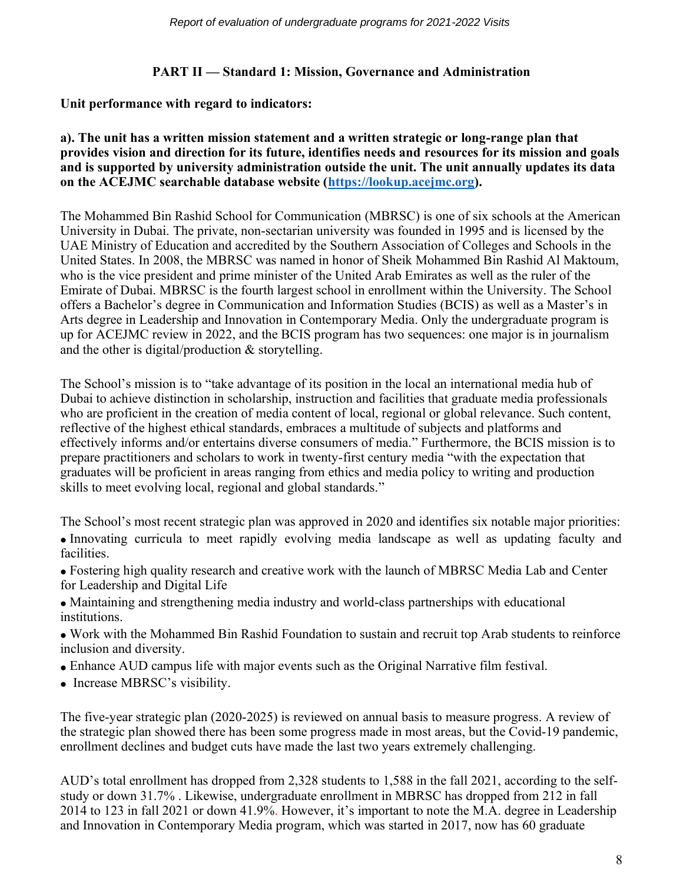## PART II — Standard 1: Mission, Governance and Administration

**Unit performance with regard to indicators:**

**a). The unit has a written mission statement and a written strategic or long-range plan that provides vision and direction for its future, identifies needs and resources for its mission and goals and is supported by university administration outside the unit. The unit annually updates its data on the ACEJMC searchable database website ([https://lookup.acejmc.org](https://lookup.acejmc.org)).**

The Mohammed Bin Rashid School for Communication (MBRSC) is one of six schools at the American University in Dubai. The private, non-sectarian university was founded in 1995 and is licensed by the UAE Ministry of Education and accredited by the Southern Association of Colleges and Schools in the United States. In 2008, the MBRSC was named in honor of Sheik Mohammed Bin Rashid Al Maktoum, who is the vice president and prime minister of the United Arab Emirates as well as the ruler of the Emirate of Dubai. MBRSC is the fourth largest school in enrollment within the University. The School offers a Bachelor's degree in Communication and Information Studies (BCIS) as well as a Master's in Arts degree in Leadership and Innovation in Contemporary Media. Only the undergraduate program is up for ACEJMC review in 2022, and the BCIS program has two sequences: one major is in journalism and the other is digital/production & storytelling.

The School's mission is to "take advantage of its position in the local an international media hub of Dubai to achieve distinction in scholarship, instruction and facilities that graduate media professionals who are proficient in the creation of media content of local, regional or global relevance. Such content, reflective of the highest ethical standards, embraces a multitude of subjects and platforms and effectively informs and/or entertains diverse consumers of media." Furthermore, the BCIS mission is to prepare practitioners and scholars to work in twenty-first century media "with the expectation that graduates will be proficient in areas ranging from ethics and media policy to writing and production skills to meet evolving local, regional and global standards."

The School's most recent strategic plan was approved in 2020 and identifies six notable major priorities:

- Innovating curricula to meet rapidly evolving media landscape as well as updating faculty and facilities.
- Fostering high quality research and creative work with the launch of MBRSC Media Lab and Center for Leadership and Digital Life
- Maintaining and strengthening media industry and world-class partnerships with educational institutions.
- Work with the Mohammed Bin Rashid Foundation to sustain and recruit top Arab students to reinforce inclusion and diversity.
- Enhance AUD campus life with major events such as the Original Narrative film festival.
- Increase MBRSC's visibility.

The five-year strategic plan (2020-2025) is reviewed on annual basis to measure progress. A review of the strategic plan showed there has been some progress made in most areas, but the Covid-19 pandemic, enrollment declines and budget cuts have made the last two years extremely challenging.

AUD's total enrollment has dropped from 2,328 students to 1,588 in the fall 2021, according to the self-study or down 31.7% . Likewise, undergraduate enrollment in MBRSC has dropped from 212 in fall 2014 to 123 in fall 2021 or down 41.9%. However, it's important to note the M.A. degree in Leadership and Innovation in Contemporary Media program, which was started in 2017, now has 60 graduate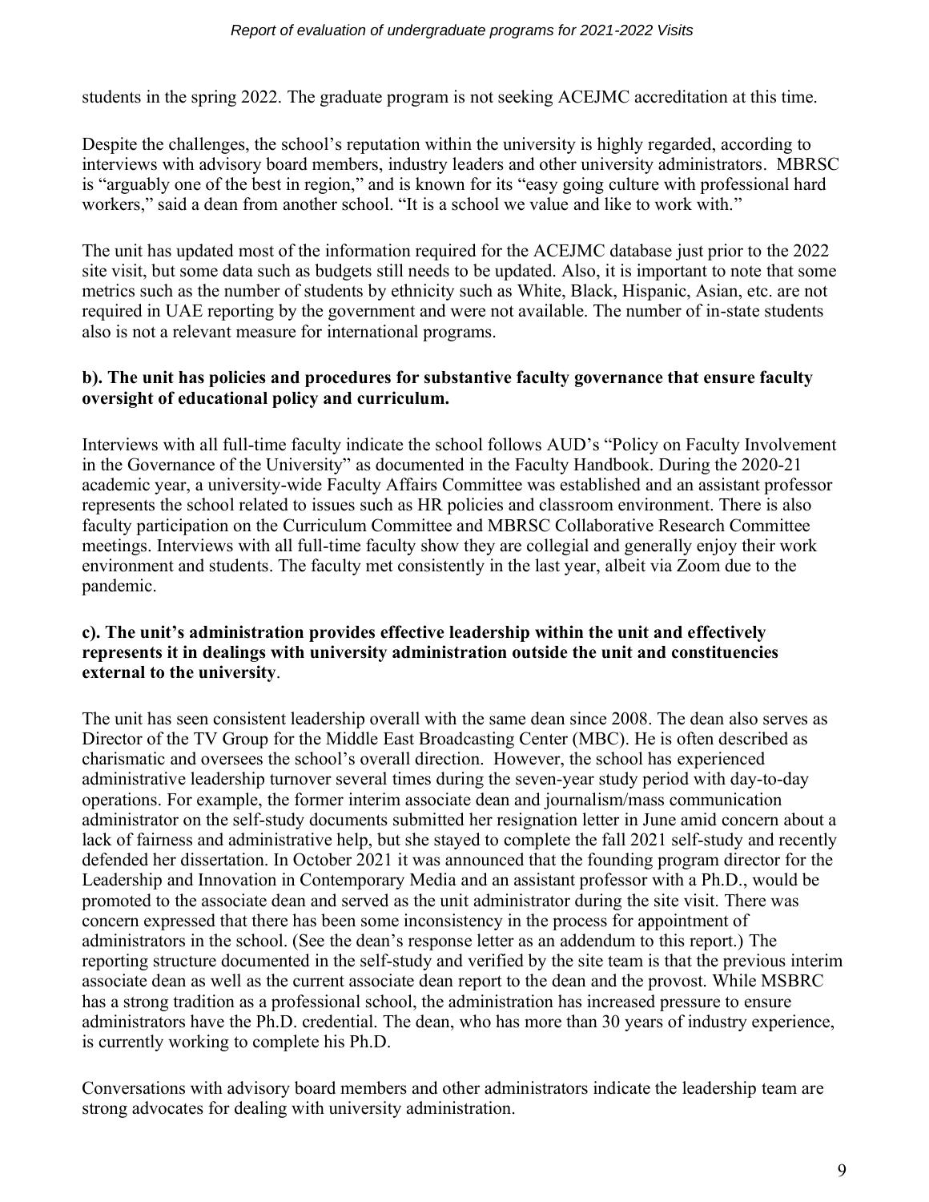students in the spring 2022. The graduate program is not seeking ACEJMC accreditation at this time.

Despite the challenges, the school's reputation within the university is highly regarded, according to interviews with advisory board members, industry leaders and other university administrators. MBRSC is "arguably one of the best in region," and is known for its "easy going culture with professional hard workers," said a dean from another school. "It is a school we value and like to work with."

The unit has updated most of the information required for the ACEJMC database just prior to the 2022 site visit, but some data such as budgets still needs to be updated. Also, it is important to note that some metrics such as the number of students by ethnicity such as White, Black, Hispanic, Asian, etc. are not required in UAE reporting by the government and were not available. The number of in-state students also is not a relevant measure for international programs.

**b). The unit has policies and procedures for substantive faculty governance that ensure faculty oversight of educational policy and curriculum.**

Interviews with all full-time faculty indicate the school follows AUD's "Policy on Faculty Involvement in the Governance of the University" as documented in the Faculty Handbook. During the 2020-21 academic year, a university-wide Faculty Affairs Committee was established and an assistant professor represents the school related to issues such as HR policies and classroom environment. There is also faculty participation on the Curriculum Committee and MBRSC Collaborative Research Committee meetings. Interviews with all full-time faculty show they are collegial and generally enjoy their work environment and students. The faculty met consistently in the last year, albeit via Zoom due to the pandemic.

**c). The unit's administration provides effective leadership within the unit and effectively represents it in dealings with university administration outside the unit and constituencies external to the university**.

The unit has seen consistent leadership overall with the same dean since 2008. The dean also serves as Director of the TV Group for the Middle East Broadcasting Center (MBC). He is often described as charismatic and oversees the school's overall direction. However, the school has experienced administrative leadership turnover several times during the seven-year study period with day-to-day operations. For example, the former interim associate dean and journalism/mass communication administrator on the self-study documents submitted her resignation letter in June amid concern about a lack of fairness and administrative help, but she stayed to complete the fall 2021 self-study and recently defended her dissertation. In October 2021 it was announced that the founding program director for the Leadership and Innovation in Contemporary Media and an assistant professor with a Ph.D., would be promoted to the associate dean and served as the unit administrator during the site visit. There was concern expressed that there has been some inconsistency in the process for appointment of administrators in the school. (See the dean's response letter as an addendum to this report.) The reporting structure documented in the self-study and verified by the site team is that the previous interim associate dean as well as the current associate dean report to the dean and the provost. While MSBRC has a strong tradition as a professional school, the administration has increased pressure to ensure administrators have the Ph.D. credential. The dean, who has more than 30 years of industry experience, is currently working to complete his Ph.D.

Conversations with advisory board members and other administrators indicate the leadership team are strong advocates for dealing with university administration.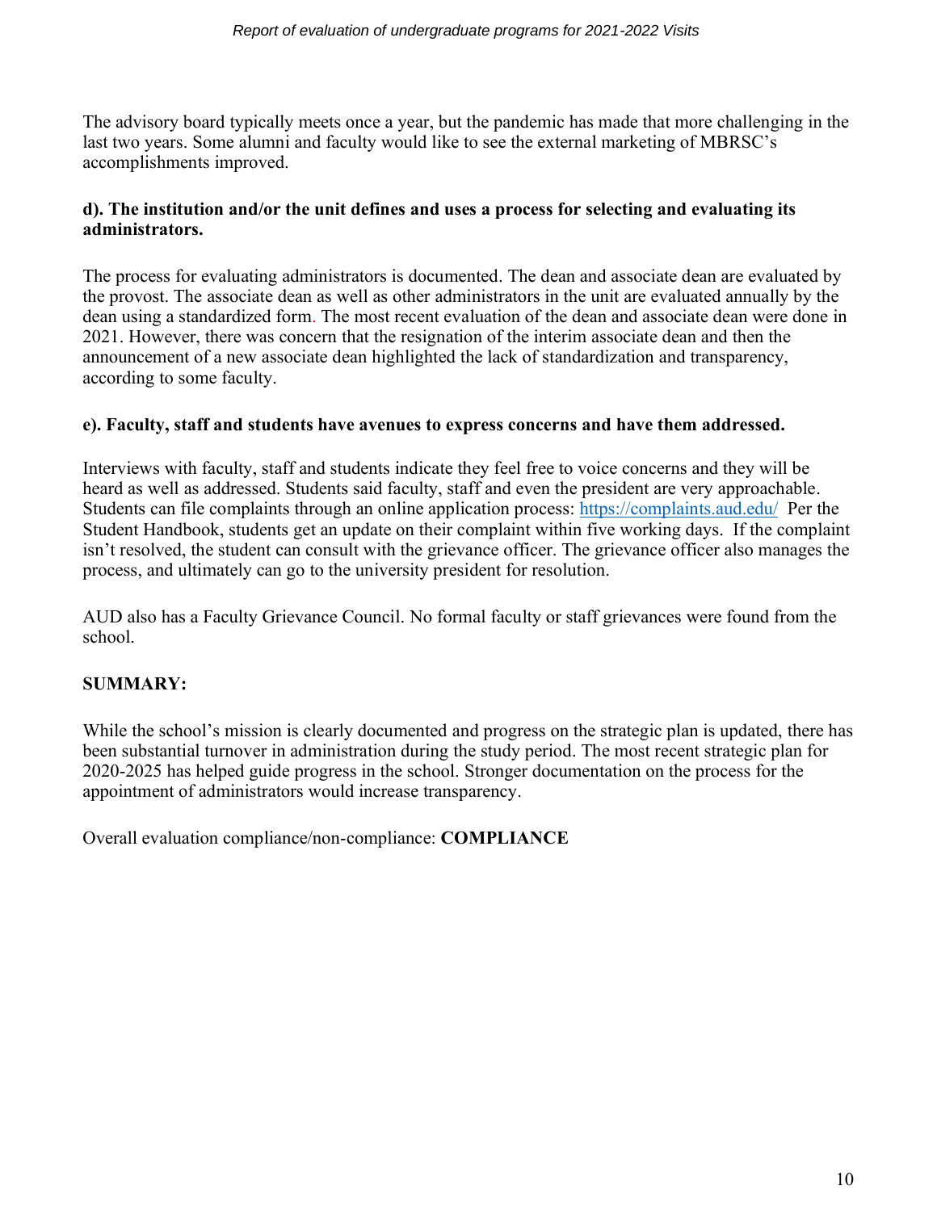The advisory board typically meets once a year, but the pandemic has made that more challenging in the last two years. Some alumni and faculty would like to see the external marketing of MBRSC's accomplishments improved.

**d). The institution and/or the unit defines and uses a process for selecting and evaluating its administrators.**

The process for evaluating administrators is documented. The dean and associate dean are evaluated by the provost. The associate dean as well as other administrators in the unit are evaluated annually by the dean using a standardized form. The most recent evaluation of the dean and associate dean were done in 2021. However, there was concern that the resignation of the interim associate dean and then the announcement of a new associate dean highlighted the lack of standardization and transparency, according to some faculty.

**e). Faculty, staff and students have avenues to express concerns and have them addressed.**

Interviews with faculty, staff and students indicate they feel free to voice concerns and they will be heard as well as addressed. Students said faculty, staff and even the president are very approachable. Students can file complaints through an online application process: https://complaints.aud.edu/ Per the Student Handbook, students get an update on their complaint within five working days. If the complaint isn't resolved, the student can consult with the grievance officer. The grievance officer also manages the process, and ultimately can go to the university president for resolution.

AUD also has a Faculty Grievance Council. No formal faculty or staff grievances were found from the school.

**SUMMARY:**

While the school's mission is clearly documented and progress on the strategic plan is updated, there has been substantial turnover in administration during the study period. The most recent strategic plan for 2020-2025 has helped guide progress in the school. Stronger documentation on the process for the appointment of administrators would increase transparency.

Overall evaluation compliance/non-compliance: **COMPLIANCE**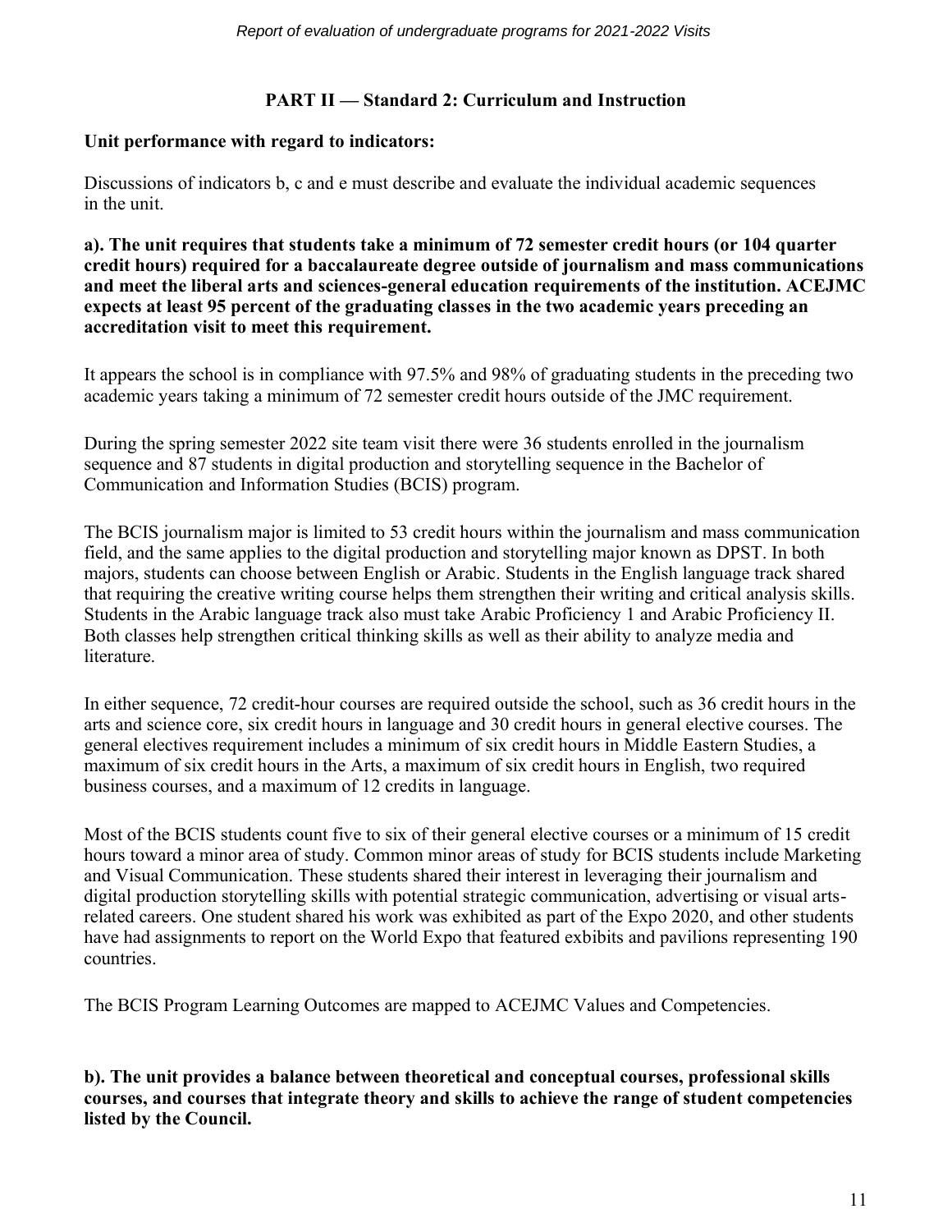## PART II — Standard 2: Curriculum and Instruction

**Unit performance with regard to indicators:**

Discussions of indicators b, c and e must describe and evaluate the individual academic sequences in the unit.

**a). The unit requires that students take a minimum of 72 semester credit hours (or 104 quarter credit hours) required for a baccalaureate degree outside of journalism and mass communications and meet the liberal arts and sciences-general education requirements of the institution. ACEJMC expects at least 95 percent of the graduating classes in the two academic years preceding an accreditation visit to meet this requirement.**

It appears the school is in compliance with 97.5% and 98% of graduating students in the preceding two academic years taking a minimum of 72 semester credit hours outside of the JMC requirement.

During the spring semester 2022 site team visit there were 36 students enrolled in the journalism sequence and 87 students in digital production and storytelling sequence in the Bachelor of Communication and Information Studies (BCIS) program.

The BCIS journalism major is limited to 53 credit hours within the journalism and mass communication field, and the same applies to the digital production and storytelling major known as DPST. In both majors, students can choose between English or Arabic. Students in the English language track shared that requiring the creative writing course helps them strengthen their writing and critical analysis skills. Students in the Arabic language track also must take Arabic Proficiency 1 and Arabic Proficiency II. Both classes help strengthen critical thinking skills as well as their ability to analyze media and literature.

In either sequence, 72 credit-hour courses are required outside the school, such as 36 credit hours in the arts and science core, six credit hours in language and 30 credit hours in general elective courses. The general electives requirement includes a minimum of six credit hours in Middle Eastern Studies, a maximum of six credit hours in the Arts, a maximum of six credit hours in English, two required business courses, and a maximum of 12 credits in language.

Most of the BCIS students count five to six of their general elective courses or a minimum of 15 credit hours toward a minor area of study. Common minor areas of study for BCIS students include Marketing and Visual Communication. These students shared their interest in leveraging their journalism and digital production storytelling skills with potential strategic communication, advertising or visual arts-related careers. One student shared his work was exhibited as part of the Expo 2020, and other students have had assignments to report on the World Expo that featured exbibits and pavilions representing 190 countries.

The BCIS Program Learning Outcomes are mapped to ACEJMC Values and Competencies.

**b). The unit provides a balance between theoretical and conceptual courses, professional skills courses, and courses that integrate theory and skills to achieve the range of student competencies listed by the Council.**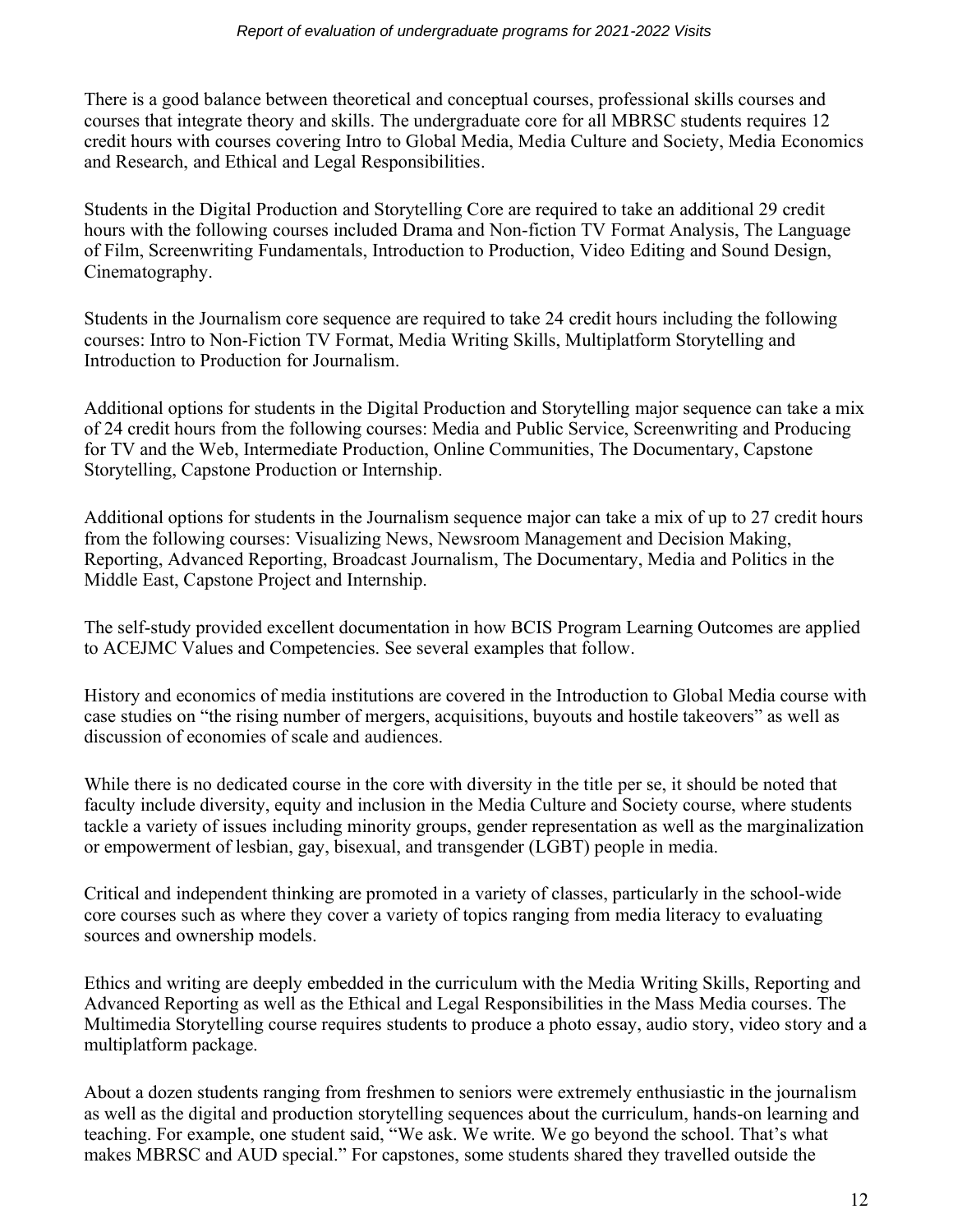There is a good balance between theoretical and conceptual courses, professional skills courses and courses that integrate theory and skills. The undergraduate core for all MBRSC students requires 12 credit hours with courses covering Intro to Global Media, Media Culture and Society, Media Economics and Research, and Ethical and Legal Responsibilities.

Students in the Digital Production and Storytelling Core are required to take an additional 29 credit hours with the following courses included Drama and Non-fiction TV Format Analysis, The Language of Film, Screenwriting Fundamentals, Introduction to Production, Video Editing and Sound Design, Cinematography.

Students in the Journalism core sequence are required to take 24 credit hours including the following courses: Intro to Non-Fiction TV Format, Media Writing Skills, Multiplatform Storytelling and Introduction to Production for Journalism.

Additional options for students in the Digital Production and Storytelling major sequence can take a mix of 24 credit hours from the following courses: Media and Public Service, Screenwriting and Producing for TV and the Web, Intermediate Production, Online Communities, The Documentary, Capstone Storytelling, Capstone Production or Internship.

Additional options for students in the Journalism sequence major can take a mix of up to 27 credit hours from the following courses: Visualizing News, Newsroom Management and Decision Making, Reporting, Advanced Reporting, Broadcast Journalism, The Documentary, Media and Politics in the Middle East, Capstone Project and Internship.

The self-study provided excellent documentation in how BCIS Program Learning Outcomes are applied to ACEJMC Values and Competencies. See several examples that follow.

History and economics of media institutions are covered in the Introduction to Global Media course with case studies on "the rising number of mergers, acquisitions, buyouts and hostile takeovers" as well as discussion of economies of scale and audiences.

While there is no dedicated course in the core with diversity in the title per se, it should be noted that faculty include diversity, equity and inclusion in the Media Culture and Society course, where students tackle a variety of issues including minority groups, gender representation as well as the marginalization or empowerment of lesbian, gay, bisexual, and transgender (LGBT) people in media.

Critical and independent thinking are promoted in a variety of classes, particularly in the school-wide core courses such as where they cover a variety of topics ranging from media literacy to evaluating sources and ownership models.

Ethics and writing are deeply embedded in the curriculum with the Media Writing Skills, Reporting and Advanced Reporting as well as the Ethical and Legal Responsibilities in the Mass Media courses. The Multimedia Storytelling course requires students to produce a photo essay, audio story, video story and a multiplatform package.

About a dozen students ranging from freshmen to seniors were extremely enthusiastic in the journalism as well as the digital and production storytelling sequences about the curriculum, hands-on learning and teaching. For example, one student said, "We ask. We write. We go beyond the school. That's what makes MBRSC and AUD special." For capstones, some students shared they travelled outside the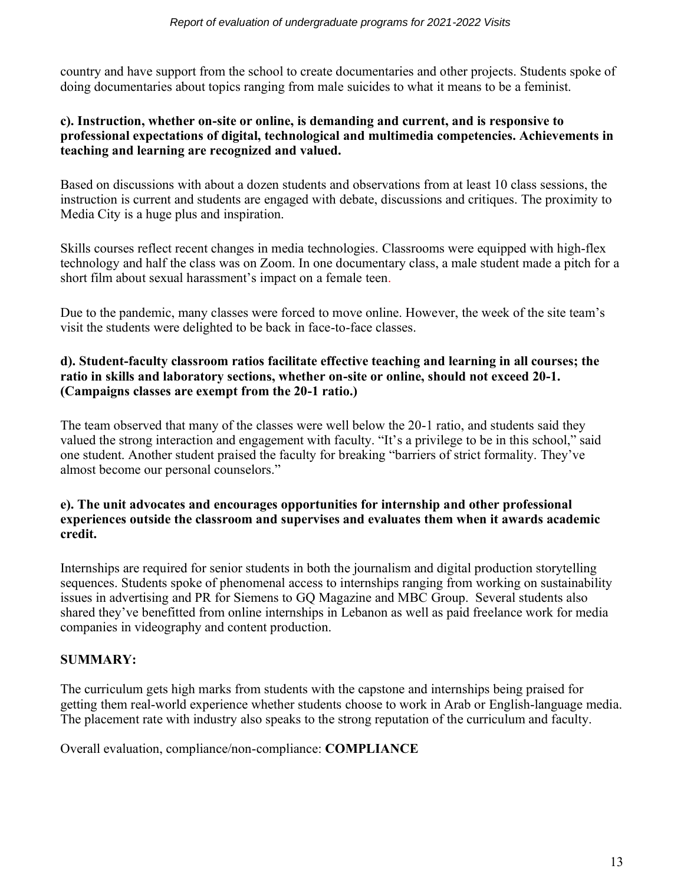country and have support from the school to create documentaries and other projects. Students spoke of doing documentaries about topics ranging from male suicides to what it means to be a feminist.

**c). Instruction, whether on-site or online, is demanding and current, and is responsive to professional expectations of digital, technological and multimedia competencies. Achievements in teaching and learning are recognized and valued.**

Based on discussions with about a dozen students and observations from at least 10 class sessions, the instruction is current and students are engaged with debate, discussions and critiques. The proximity to Media City is a huge plus and inspiration.

Skills courses reflect recent changes in media technologies. Classrooms were equipped with high-flex technology and half the class was on Zoom. In one documentary class, a male student made a pitch for a short film about sexual harassment's impact on a female teen.

Due to the pandemic, many classes were forced to move online. However, the week of the site team's visit the students were delighted to be back in face-to-face classes.

**d). Student-faculty classroom ratios facilitate effective teaching and learning in all courses; the ratio in skills and laboratory sections, whether on-site or online, should not exceed 20-1. (Campaigns classes are exempt from the 20-1 ratio.)**

The team observed that many of the classes were well below the 20-1 ratio, and students said they valued the strong interaction and engagement with faculty. "It's a privilege to be in this school," said one student. Another student praised the faculty for breaking "barriers of strict formality. They've almost become our personal counselors."

**e). The unit advocates and encourages opportunities for internship and other professional experiences outside the classroom and supervises and evaluates them when it awards academic credit.**

Internships are required for senior students in both the journalism and digital production storytelling sequences. Students spoke of phenomenal access to internships ranging from working on sustainability issues in advertising and PR for Siemens to GQ Magazine and MBC Group. Several students also shared they've benefitted from online internships in Lebanon as well as paid freelance work for media companies in videography and content production.

**SUMMARY:**

The curriculum gets high marks from students with the capstone and internships being praised for getting them real-world experience whether students choose to work in Arab or English-language media. The placement rate with industry also speaks to the strong reputation of the curriculum and faculty.

Overall evaluation, compliance/non-compliance: **COMPLIANCE**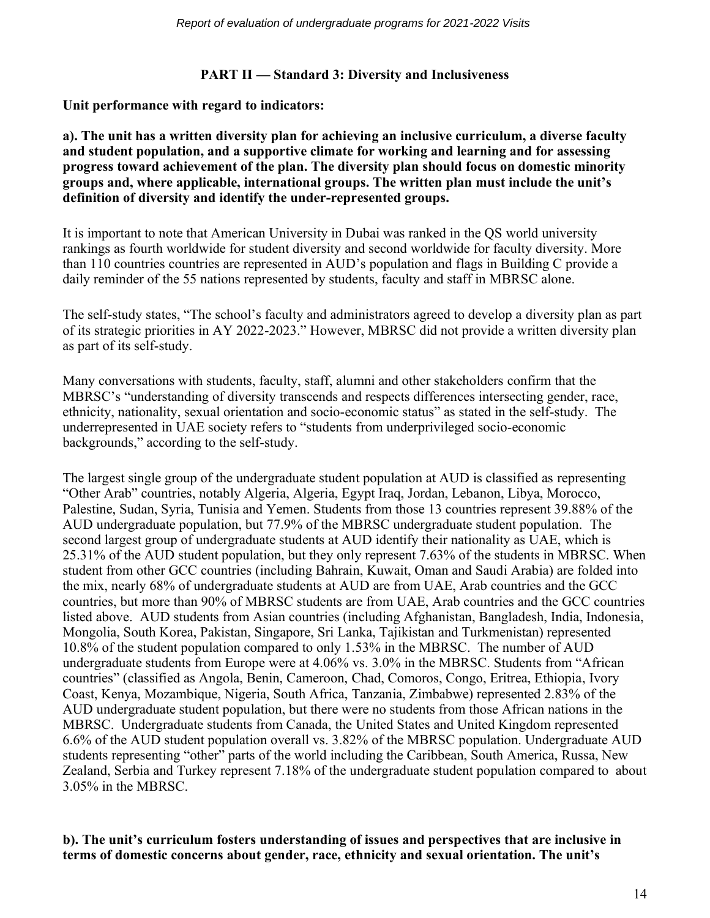### PART II — Standard 3: Diversity and Inclusiveness

**Unit performance with regard to indicators:**

**a). The unit has a written diversity plan for achieving an inclusive curriculum, a diverse faculty and student population, and a supportive climate for working and learning and for assessing progress toward achievement of the plan. The diversity plan should focus on domestic minority groups and, where applicable, international groups. The written plan must include the unit's definition of diversity and identify the under-represented groups.**

It is important to note that American University in Dubai was ranked in the QS world university rankings as fourth worldwide for student diversity and second worldwide for faculty diversity. More than 110 countries countries are represented in AUD's population and flags in Building C provide a daily reminder of the 55 nations represented by students, faculty and staff in MBRSC alone.

The self-study states, "The school's faculty and administrators agreed to develop a diversity plan as part of its strategic priorities in AY 2022-2023." However, MBRSC did not provide a written diversity plan as part of its self-study.

Many conversations with students, faculty, staff, alumni and other stakeholders confirm that the MBRSC's "understanding of diversity transcends and respects differences intersecting gender, race, ethnicity, nationality, sexual orientation and socio-economic status" as stated in the self-study. The underrepresented in UAE society refers to "students from underprivileged socio-economic backgrounds," according to the self-study.

The largest single group of the undergraduate student population at AUD is classified as representing "Other Arab" countries, notably Algeria, Algeria, Egypt Iraq, Jordan, Lebanon, Libya, Morocco, Palestine, Sudan, Syria, Tunisia and Yemen. Students from those 13 countries represent 39.88% of the AUD undergraduate population, but 77.9% of the MBRSC undergraduate student population. The second largest group of undergraduate students at AUD identify their nationality as UAE, which is 25.31% of the AUD student population, but they only represent 7.63% of the students in MBRSC. When student from other GCC countries (including Bahrain, Kuwait, Oman and Saudi Arabia) are folded into the mix, nearly 68% of undergraduate students at AUD are from UAE, Arab countries and the GCC countries, but more than 90% of MBRSC students are from UAE, Arab countries and the GCC countries listed above. AUD students from Asian countries (including Afghanistan, Bangladesh, India, Indonesia, Mongolia, South Korea, Pakistan, Singapore, Sri Lanka, Tajikistan and Turkmenistan) represented 10.8% of the student population compared to only 1.53% in the MBRSC. The number of AUD undergraduate students from Europe were at 4.06% vs. 3.0% in the MBRSC. Students from "African countries" (classified as Angola, Benin, Cameroon, Chad, Comoros, Congo, Eritrea, Ethiopia, Ivory Coast, Kenya, Mozambique, Nigeria, South Africa, Tanzania, Zimbabwe) represented 2.83% of the AUD undergraduate student population, but there were no students from those African nations in the MBRSC. Undergraduate students from Canada, the United States and United Kingdom represented 6.6% of the AUD student population overall vs. 3.82% of the MBRSC population. Undergraduate AUD students representing "other" parts of the world including the Caribbean, South America, Russa, New Zealand, Serbia and Turkey represent 7.18% of the undergraduate student population compared to about 3.05% in the MBRSC.

**b). The unit's curriculum fosters understanding of issues and perspectives that are inclusive in terms of domestic concerns about gender, race, ethnicity and sexual orientation. The unit's**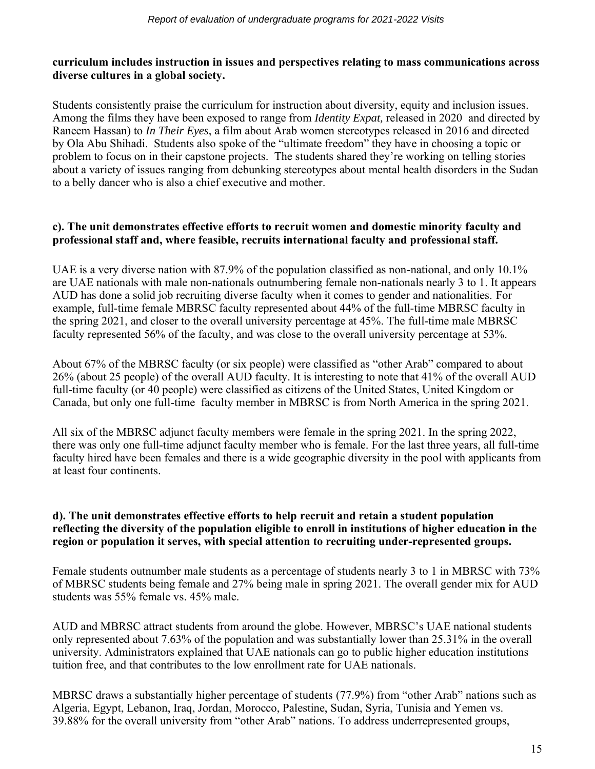**curriculum includes instruction in issues and perspectives relating to mass communications across diverse cultures in a global society.**

Students consistently praise the curriculum for instruction about diversity, equity and inclusion issues. Among the films they have been exposed to range from *Identity Expat,* released in 2020 and directed by Raneem Hassan) to *In Their Eyes*, a film about Arab women stereotypes released in 2016 and directed by Ola Abu Shihadi. Students also spoke of the "ultimate freedom" they have in choosing a topic or problem to focus on in their capstone projects. The students shared they're working on telling stories about a variety of issues ranging from debunking stereotypes about mental health disorders in the Sudan to a belly dancer who is also a chief executive and mother.

**c). The unit demonstrates effective efforts to recruit women and domestic minority faculty and professional staff and, where feasible, recruits international faculty and professional staff.**

UAE is a very diverse nation with 87.9% of the population classified as non-national, and only 10.1% are UAE nationals with male non-nationals outnumbering female non-nationals nearly 3 to 1. It appears AUD has done a solid job recruiting diverse faculty when it comes to gender and nationalities. For example, full-time female MBRSC faculty represented about 44% of the full-time MBRSC faculty in the spring 2021, and closer to the overall university percentage at 45%. The full-time male MBRSC faculty represented 56% of the faculty, and was close to the overall university percentage at 53%.

About 67% of the MBRSC faculty (or six people) were classified as "other Arab" compared to about 26% (about 25 people) of the overall AUD faculty. It is interesting to note that 41% of the overall AUD full-time faculty (or 40 people) were classified as citizens of the United States, United Kingdom or Canada, but only one full-time faculty member in MBRSC is from North America in the spring 2021.

All six of the MBRSC adjunct faculty members were female in the spring 2021. In the spring 2022, there was only one full-time adjunct faculty member who is female. For the last three years, all full-time faculty hired have been females and there is a wide geographic diversity in the pool with applicants from at least four continents.

**d). The unit demonstrates effective efforts to help recruit and retain a student population reflecting the diversity of the population eligible to enroll in institutions of higher education in the region or population it serves, with special attention to recruiting under-represented groups.**

Female students outnumber male students as a percentage of students nearly 3 to 1 in MBRSC with 73% of MBRSC students being female and 27% being male in spring 2021. The overall gender mix for AUD students was 55% female vs. 45% male.

AUD and MBRSC attract students from around the globe. However, MBRSC's UAE national students only represented about 7.63% of the population and was substantially lower than 25.31% in the overall university. Administrators explained that UAE nationals can go to public higher education institutions tuition free, and that contributes to the low enrollment rate for UAE nationals.

MBRSC draws a substantially higher percentage of students (77.9%) from "other Arab" nations such as Algeria, Egypt, Lebanon, Iraq, Jordan, Morocco, Palestine, Sudan, Syria, Tunisia and Yemen vs. 39.88% for the overall university from "other Arab" nations. To address underrepresented groups,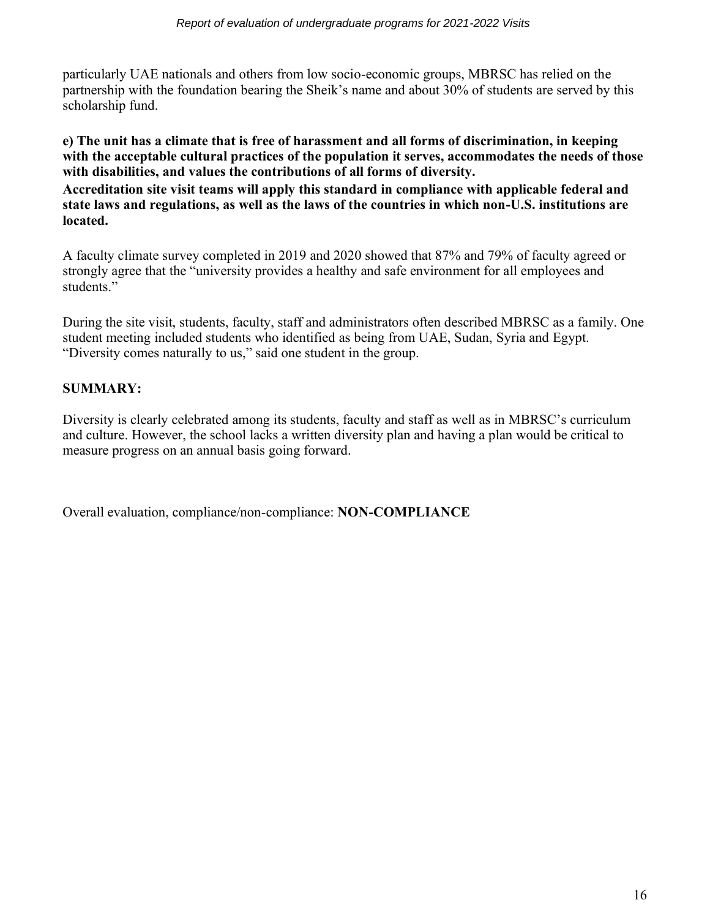particularly UAE nationals and others from low socio-economic groups, MBRSC has relied on the partnership with the foundation bearing the Sheik's name and about 30% of students are served by this scholarship fund.

**e) The unit has a climate that is free of harassment and all forms of discrimination, in keeping with the acceptable cultural practices of the population it serves, accommodates the needs of those with disabilities, and values the contributions of all forms of diversity.**
**Accreditation site visit teams will apply this standard in compliance with applicable federal and state laws and regulations, as well as the laws of the countries in which non-U.S. institutions are located.**

A faculty climate survey completed in 2019 and 2020 showed that 87% and 79% of faculty agreed or strongly agree that the "university provides a healthy and safe environment for all employees and students."

During the site visit, students, faculty, staff and administrators often described MBRSC as a family. One student meeting included students who identified as being from UAE, Sudan, Syria and Egypt. "Diversity comes naturally to us," said one student in the group.

**SUMMARY:**

Diversity is clearly celebrated among its students, faculty and staff as well as in MBRSC's curriculum and culture. However, the school lacks a written diversity plan and having a plan would be critical to measure progress on an annual basis going forward.

Overall evaluation, compliance/non-compliance: **NON-COMPLIANCE**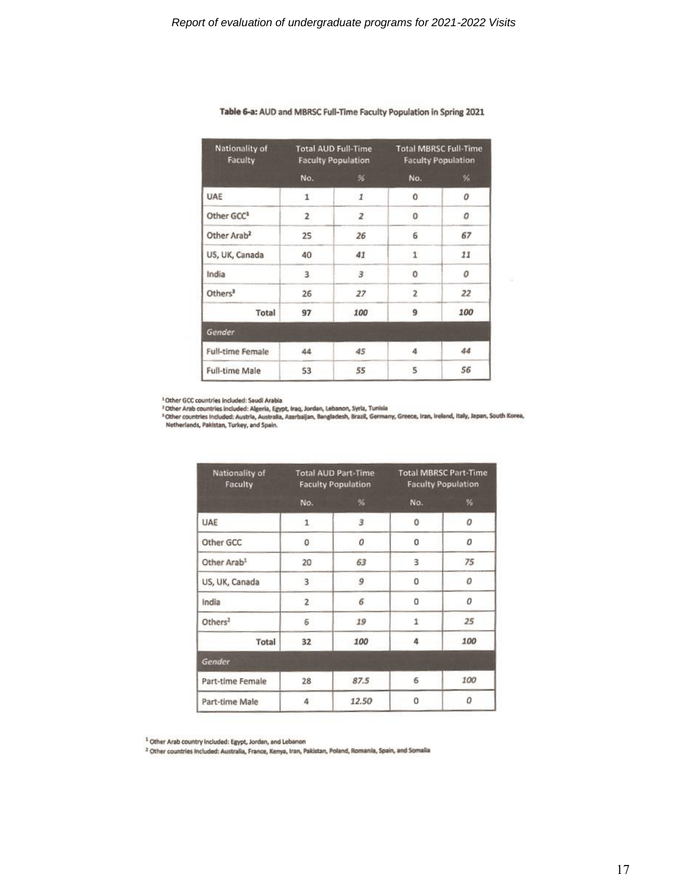**Table 6-a:** AUD and MBRSC Full-Time Faculty Population in Spring 2021

| Nationality of Faculty | Total AUD Full-Time Faculty Population | | Total MBRSC Full-Time Faculty Population | |
|---|---|---|---|---|
| | No. | % | No. | % |
| UAE | 1 | *1* | 0 | *0* |
| Other GCC[1] | 2 | *2* | 0 | *0* |
| Other Arab[2] | 25 | *26* | 6 | *67* |
| US, UK, Canada | 40 | *41* | 1 | *11* |
| India | 3 | *3* | 0 | *0* |
| Others[3] | 26 | *27* | 2 | *22* |
| Total | 97 | *100* | 9 | *100* |
| *Gender* | | | | |
| Full-time Female | 44 | *45* | 4 | *44* |
| Full-time Male | 53 | *55* | 5 | *56* |

[1] Other GCC countries included: Saudi Arabia
[2] Other Arab countries included: Algeria, Egypt, Iraq, Jordan, Lebanon, Syria, Tunisia
[3] Other countries included: Austria, Australia, Azerbaijan, Bangladesh, Brazil, Germany, Greece, Iran, Ireland, Italy, Japan, South Korea, Netherlands, Pakistan, Turkey, and Spain.

| Nationality of Faculty | Total AUD Part-Time Faculty Population | | Total MBRSC Part-Time Faculty Population | |
|---|---|---|---|---|
| | No. | % | No. | % |
| UAE | 1 | *3* | 0 | *0* |
| Other GCC | 0 | *0* | 0 | *0* |
| Other Arab[1] | 20 | *63* | 3 | *75* |
| US, UK, Canada | 3 | *9* | 0 | *0* |
| India | 2 | *6* | 0 | *0* |
| Others[2] | 6 | *19* | 1 | *25* |
| Total | 32 | *100* | 4 | *100* |
| *Gender* | | | | |
| Part-time Female | 28 | *87.5* | 6 | *100* |
| Part-time Male | 4 | *12.50* | 0 | *0* |

[1] Other Arab country included: Egypt, Jordan, and Lebanon
[2] Other countries included: Australia, France, Kenya, Iran, Pakistan, Poland, Romania, Spain, and Somalia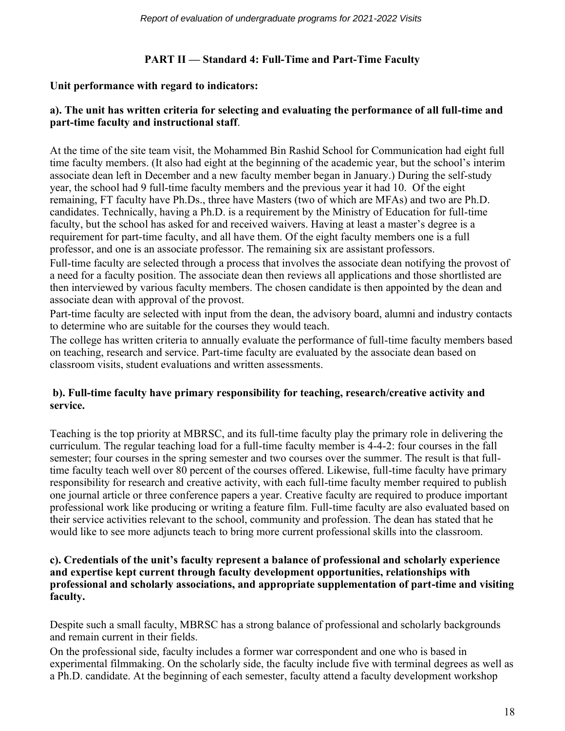## PART II — Standard 4: Full-Time and Part-Time Faculty

**Unit performance with regard to indicators:**

**a). The unit has written criteria for selecting and evaluating the performance of all full-time and part-time faculty and instructional staff**.

At the time of the site team visit, the Mohammed Bin Rashid School for Communication had eight full time faculty members. (It also had eight at the beginning of the academic year, but the school's interim associate dean left in December and a new faculty member began in January.) During the self-study year, the school had 9 full-time faculty members and the previous year it had 10. Of the eight remaining, FT faculty have Ph.Ds., three have Masters (two of which are MFAs) and two are Ph.D. candidates. Technically, having a Ph.D. is a requirement by the Ministry of Education for full-time faculty, but the school has asked for and received waivers. Having at least a master's degree is a requirement for part-time faculty, and all have them. Of the eight faculty members one is a full professor, and one is an associate professor. The remaining six are assistant professors.

Full-time faculty are selected through a process that involves the associate dean notifying the provost of a need for a faculty position. The associate dean then reviews all applications and those shortlisted are then interviewed by various faculty members. The chosen candidate is then appointed by the dean and associate dean with approval of the provost.

Part-time faculty are selected with input from the dean, the advisory board, alumni and industry contacts to determine who are suitable for the courses they would teach.

The college has written criteria to annually evaluate the performance of full-time faculty members based on teaching, research and service. Part-time faculty are evaluated by the associate dean based on classroom visits, student evaluations and written assessments.

**b). Full-time faculty have primary responsibility for teaching, research/creative activity and service.**

Teaching is the top priority at MBRSC, and its full-time faculty play the primary role in delivering the curriculum. The regular teaching load for a full-time faculty member is 4-4-2: four courses in the fall semester; four courses in the spring semester and two courses over the summer. The result is that full-time faculty teach well over 80 percent of the courses offered. Likewise, full-time faculty have primary responsibility for research and creative activity, with each full-time faculty member required to publish one journal article or three conference papers a year. Creative faculty are required to produce important professional work like producing or writing a feature film. Full-time faculty are also evaluated based on their service activities relevant to the school, community and profession. The dean has stated that he would like to see more adjuncts teach to bring more current professional skills into the classroom.

**c). Credentials of the unit's faculty represent a balance of professional and scholarly experience and expertise kept current through faculty development opportunities, relationships with professional and scholarly associations, and appropriate supplementation of part-time and visiting faculty.**

Despite such a small faculty, MBRSC has a strong balance of professional and scholarly backgrounds and remain current in their fields.

On the professional side, faculty includes a former war correspondent and one who is based in experimental filmmaking. On the scholarly side, the faculty include five with terminal degrees as well as a Ph.D. candidate. At the beginning of each semester, faculty attend a faculty development workshop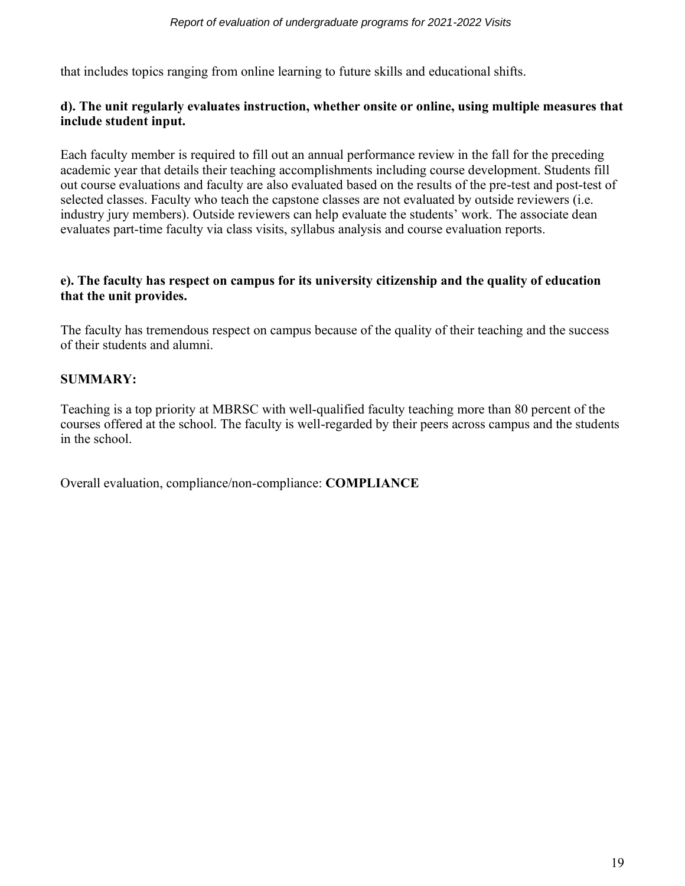that includes topics ranging from online learning to future skills and educational shifts.

**d). The unit regularly evaluates instruction, whether onsite or online, using multiple measures that include student input.**

Each faculty member is required to fill out an annual performance review in the fall for the preceding academic year that details their teaching accomplishments including course development. Students fill out course evaluations and faculty are also evaluated based on the results of the pre-test and post-test of selected classes. Faculty who teach the capstone classes are not evaluated by outside reviewers (i.e. industry jury members). Outside reviewers can help evaluate the students' work. The associate dean evaluates part-time faculty via class visits, syllabus analysis and course evaluation reports.

**e). The faculty has respect on campus for its university citizenship and the quality of education that the unit provides.**

The faculty has tremendous respect on campus because of the quality of their teaching and the success of their students and alumni.

**SUMMARY:**

Teaching is a top priority at MBRSC with well-qualified faculty teaching more than 80 percent of the courses offered at the school. The faculty is well-regarded by their peers across campus and the students in the school.

Overall evaluation, compliance/non-compliance: **COMPLIANCE**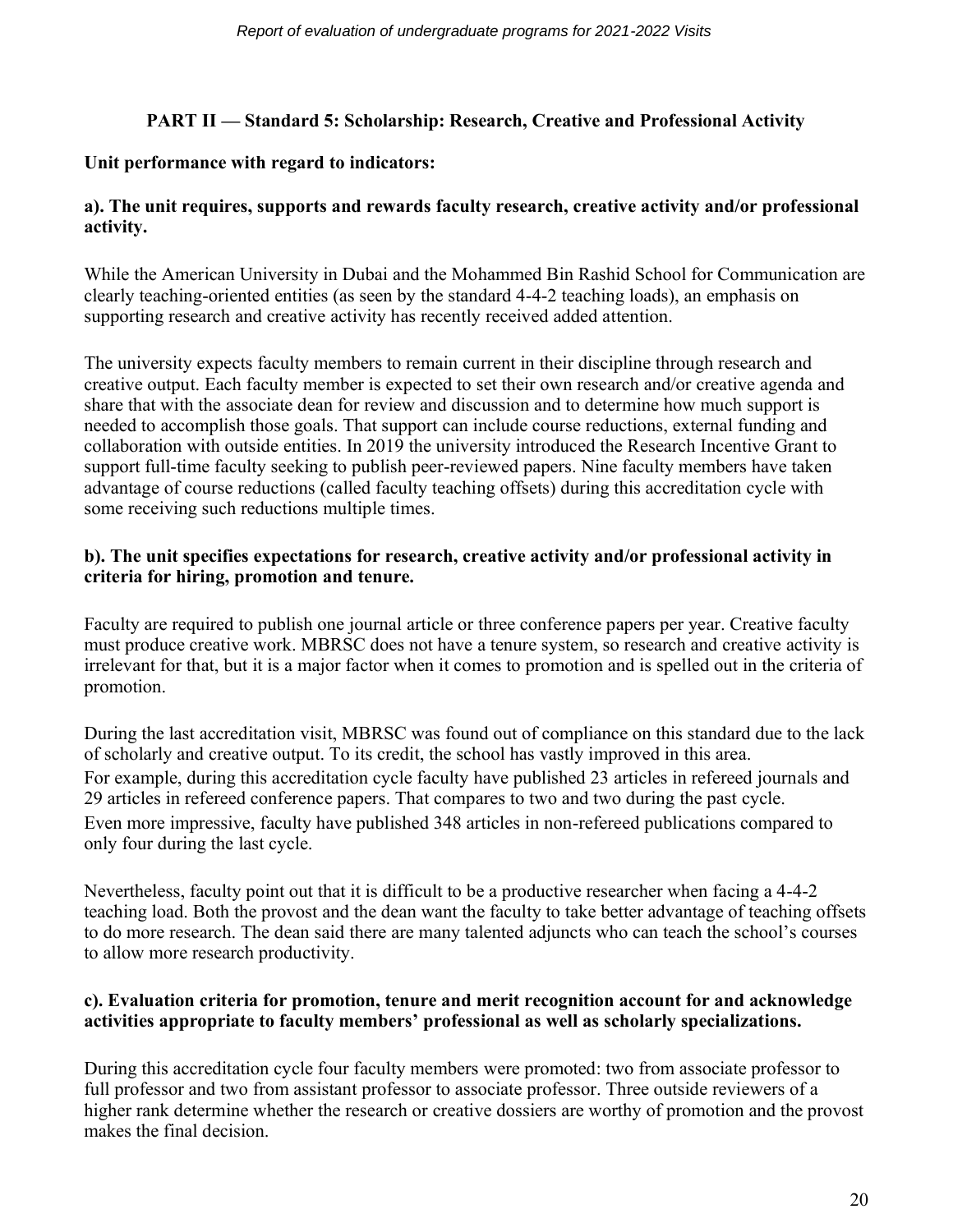## PART II — Standard 5: Scholarship: Research, Creative and Professional Activity

**Unit performance with regard to indicators:**

**a). The unit requires, supports and rewards faculty research, creative activity and/or professional activity.**

While the American University in Dubai and the Mohammed Bin Rashid School for Communication are clearly teaching-oriented entities (as seen by the standard 4-4-2 teaching loads), an emphasis on supporting research and creative activity has recently received added attention.

The university expects faculty members to remain current in their discipline through research and creative output. Each faculty member is expected to set their own research and/or creative agenda and share that with the associate dean for review and discussion and to determine how much support is needed to accomplish those goals. That support can include course reductions, external funding and collaboration with outside entities. In 2019 the university introduced the Research Incentive Grant to support full-time faculty seeking to publish peer-reviewed papers. Nine faculty members have taken advantage of course reductions (called faculty teaching offsets) during this accreditation cycle with some receiving such reductions multiple times.

**b). The unit specifies expectations for research, creative activity and/or professional activity in criteria for hiring, promotion and tenure.**

Faculty are required to publish one journal article or three conference papers per year. Creative faculty must produce creative work. MBRSC does not have a tenure system, so research and creative activity is irrelevant for that, but it is a major factor when it comes to promotion and is spelled out in the criteria of promotion.

During the last accreditation visit, MBRSC was found out of compliance on this standard due to the lack of scholarly and creative output. To its credit, the school has vastly improved in this area. For example, during this accreditation cycle faculty have published 23 articles in refereed journals and 29 articles in refereed conference papers. That compares to two and two during the past cycle. Even more impressive, faculty have published 348 articles in non-refereed publications compared to only four during the last cycle.

Nevertheless, faculty point out that it is difficult to be a productive researcher when facing a 4-4-2 teaching load. Both the provost and the dean want the faculty to take better advantage of teaching offsets to do more research. The dean said there are many talented adjuncts who can teach the school's courses to allow more research productivity.

**c). Evaluation criteria for promotion, tenure and merit recognition account for and acknowledge activities appropriate to faculty members' professional as well as scholarly specializations.**

During this accreditation cycle four faculty members were promoted: two from associate professor to full professor and two from assistant professor to associate professor. Three outside reviewers of a higher rank determine whether the research or creative dossiers are worthy of promotion and the provost makes the final decision.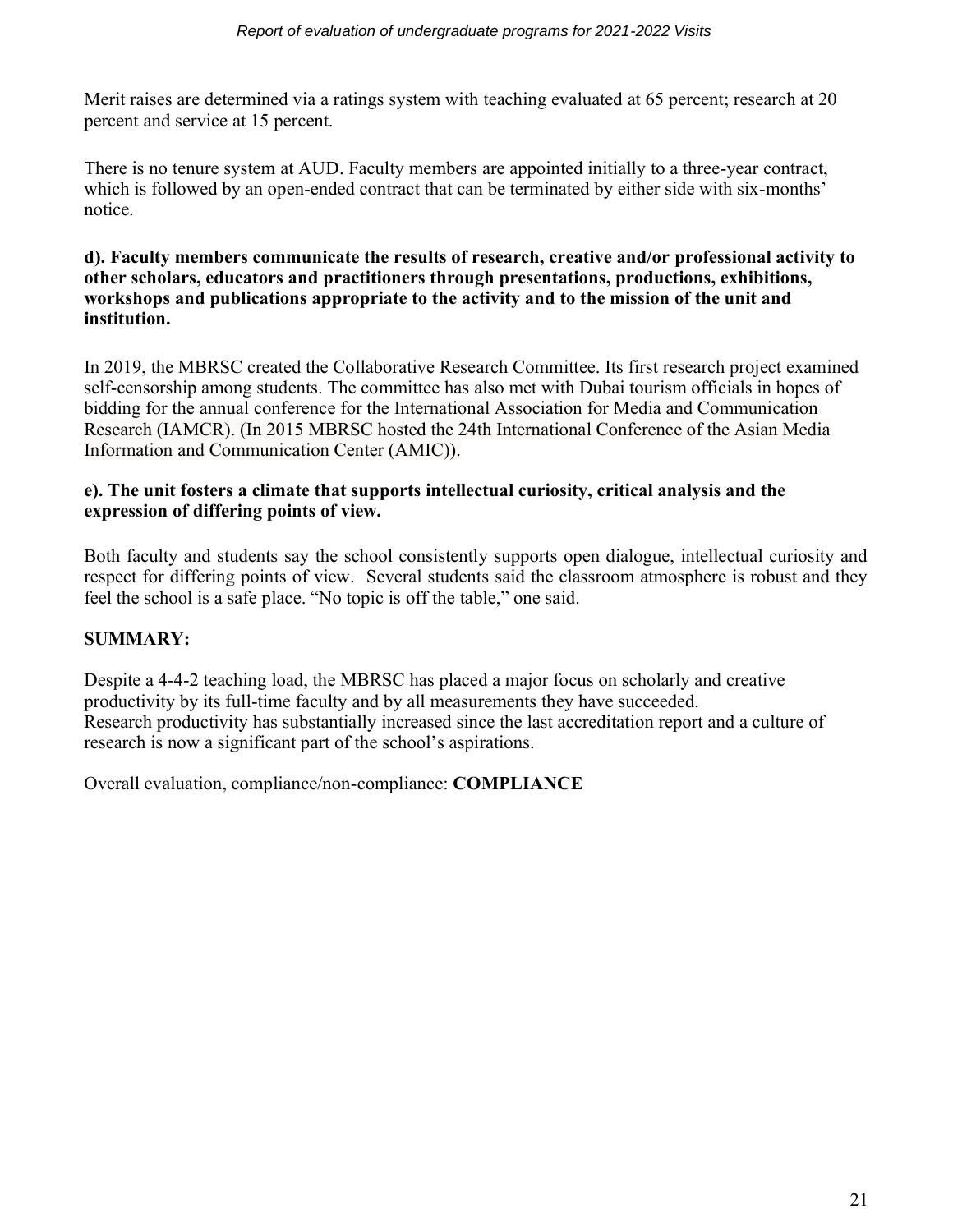Merit raises are determined via a ratings system with teaching evaluated at 65 percent; research at 20 percent and service at 15 percent.

There is no tenure system at AUD. Faculty members are appointed initially to a three-year contract, which is followed by an open-ended contract that can be terminated by either side with six-months' notice.

**d). Faculty members communicate the results of research, creative and/or professional activity to other scholars, educators and practitioners through presentations, productions, exhibitions, workshops and publications appropriate to the activity and to the mission of the unit and institution.**

In 2019, the MBRSC created the Collaborative Research Committee. Its first research project examined self-censorship among students. The committee has also met with Dubai tourism officials in hopes of bidding for the annual conference for the International Association for Media and Communication Research (IAMCR). (In 2015 MBRSC hosted the 24th International Conference of the Asian Media Information and Communication Center (AMIC)).

**e). The unit fosters a climate that supports intellectual curiosity, critical analysis and the expression of differing points of view.**

Both faculty and students say the school consistently supports open dialogue, intellectual curiosity and respect for differing points of view. Several students said the classroom atmosphere is robust and they feel the school is a safe place. "No topic is off the table," one said.

**SUMMARY:**

Despite a 4-4-2 teaching load, the MBRSC has placed a major focus on scholarly and creative productivity by its full-time faculty and by all measurements they have succeeded.
Research productivity has substantially increased since the last accreditation report and a culture of research is now a significant part of the school's aspirations.

Overall evaluation, compliance/non-compliance: **COMPLIANCE**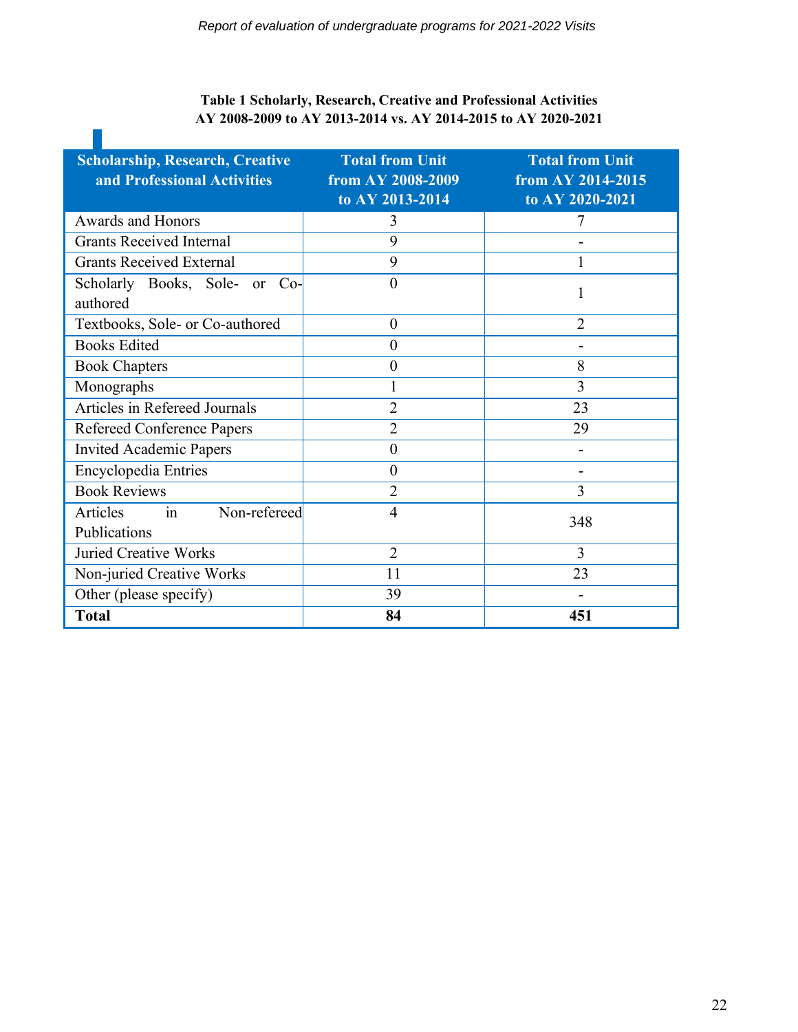**Table 1 Scholarly, Research, Creative and Professional Activities AY 2008-2009 to AY 2013-2014 vs. AY 2014-2015 to AY 2020-2021**

| Scholarship, Research, Creative and Professional Activities | Total from Unit from AY 2008-2009 to AY 2013-2014 | Total from Unit from AY 2014-2015 to AY 2020-2021 |
|---|---|---|
| Awards and Honors | 3 | 7 |
| Grants Received Internal | 9 | - |
| Grants Received External | 9 | 1 |
| Scholarly Books, Sole- or Co-authored | 0 | 1 |
| Textbooks, Sole- or Co-authored | 0 | 2 |
| Books Edited | 0 | - |
| Book Chapters | 0 | 8 |
| Monographs | 1 | 3 |
| Articles in Refereed Journals | 2 | 23 |
| Refereed Conference Papers | 2 | 29 |
| Invited Academic Papers | 0 | - |
| Encyclopedia Entries | 0 | - |
| Book Reviews | 2 | 3 |
| Articles in Non-refereed Publications | 4 | 348 |
| Juried Creative Works | 2 | 3 |
| Non-juried Creative Works | 11 | 23 |
| Other (please specify) | 39 | - |
| **Total** | **84** | **451** |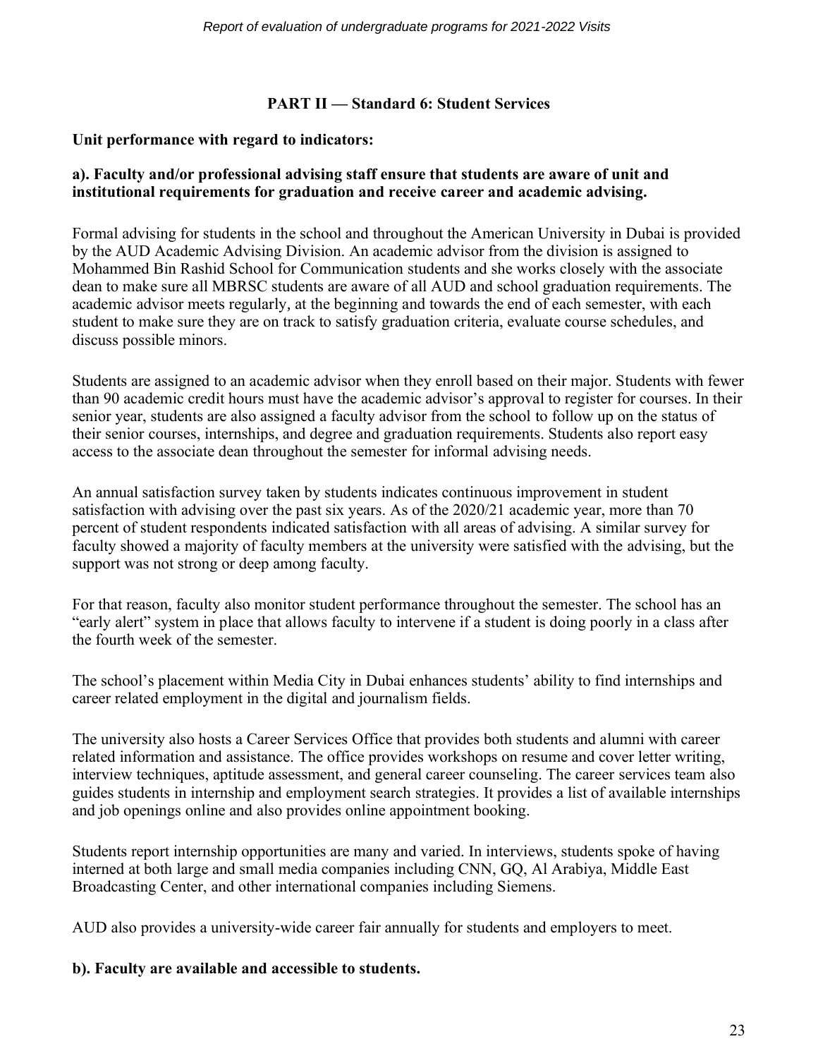## PART II — Standard 6: Student Services

**Unit performance with regard to indicators:**

**a). Faculty and/or professional advising staff ensure that students are aware of unit and institutional requirements for graduation and receive career and academic advising.**

Formal advising for students in the school and throughout the American University in Dubai is provided by the AUD Academic Advising Division. An academic advisor from the division is assigned to Mohammed Bin Rashid School for Communication students and she works closely with the associate dean to make sure all MBRSC students are aware of all AUD and school graduation requirements. The academic advisor meets regularly, at the beginning and towards the end of each semester, with each student to make sure they are on track to satisfy graduation criteria, evaluate course schedules, and discuss possible minors.

Students are assigned to an academic advisor when they enroll based on their major. Students with fewer than 90 academic credit hours must have the academic advisor's approval to register for courses. In their senior year, students are also assigned a faculty advisor from the school to follow up on the status of their senior courses, internships, and degree and graduation requirements. Students also report easy access to the associate dean throughout the semester for informal advising needs.

An annual satisfaction survey taken by students indicates continuous improvement in student satisfaction with advising over the past six years. As of the 2020/21 academic year, more than 70 percent of student respondents indicated satisfaction with all areas of advising. A similar survey for faculty showed a majority of faculty members at the university were satisfied with the advising, but the support was not strong or deep among faculty.

For that reason, faculty also monitor student performance throughout the semester. The school has an "early alert" system in place that allows faculty to intervene if a student is doing poorly in a class after the fourth week of the semester.

The school's placement within Media City in Dubai enhances students' ability to find internships and career related employment in the digital and journalism fields.

The university also hosts a Career Services Office that provides both students and alumni with career related information and assistance. The office provides workshops on resume and cover letter writing, interview techniques, aptitude assessment, and general career counseling. The career services team also guides students in internship and employment search strategies. It provides a list of available internships and job openings online and also provides online appointment booking.

Students report internship opportunities are many and varied. In interviews, students spoke of having interned at both large and small media companies including CNN, GQ, Al Arabiya, Middle East Broadcasting Center, and other international companies including Siemens.

AUD also provides a university-wide career fair annually for students and employers to meet.

**b). Faculty are available and accessible to students.**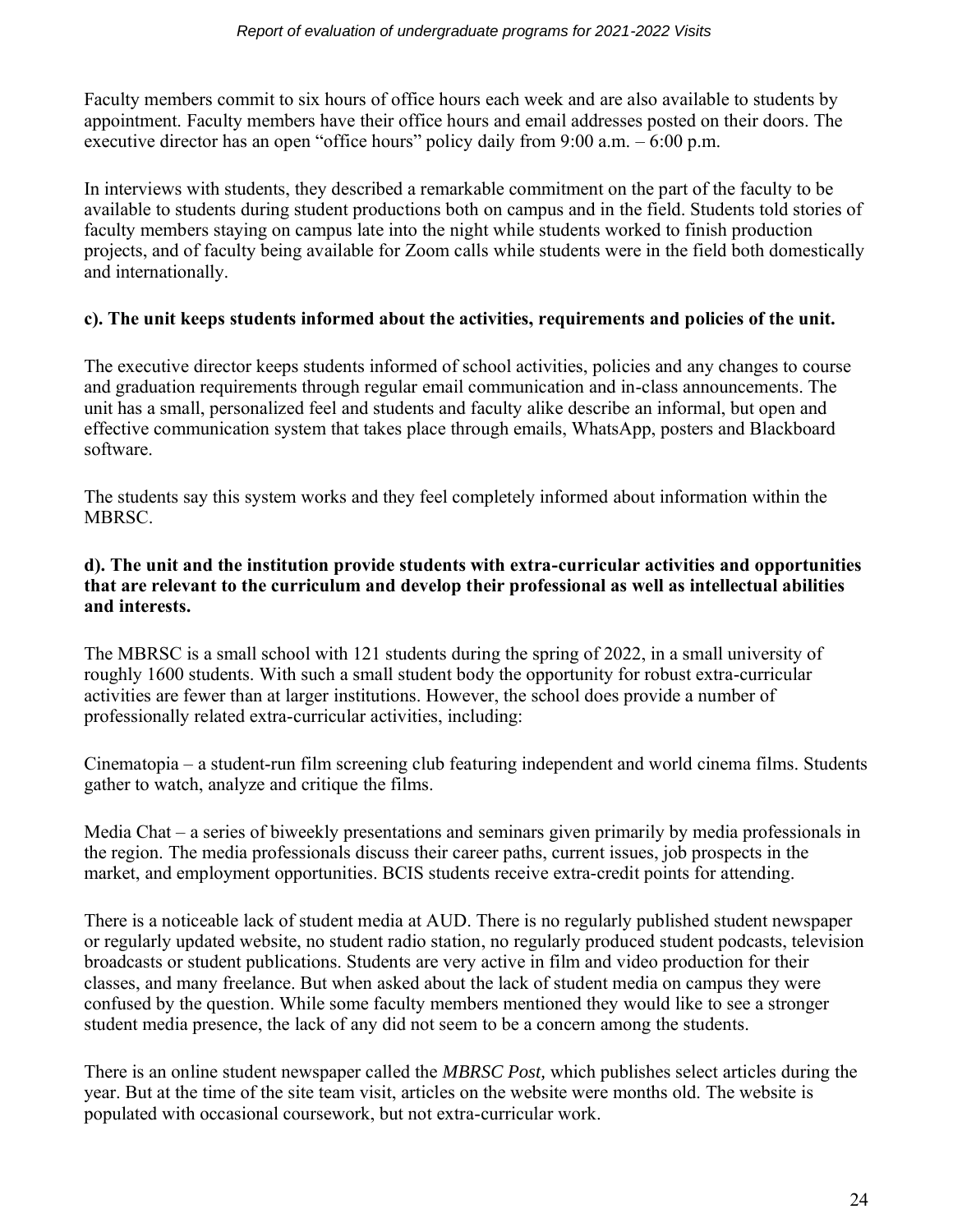Faculty members commit to six hours of office hours each week and are also available to students by appointment. Faculty members have their office hours and email addresses posted on their doors. The executive director has an open "office hours" policy daily from 9:00 a.m. – 6:00 p.m.

In interviews with students, they described a remarkable commitment on the part of the faculty to be available to students during student productions both on campus and in the field. Students told stories of faculty members staying on campus late into the night while students worked to finish production projects, and of faculty being available for Zoom calls while students were in the field both domestically and internationally.

**c). The unit keeps students informed about the activities, requirements and policies of the unit.**

The executive director keeps students informed of school activities, policies and any changes to course and graduation requirements through regular email communication and in-class announcements. The unit has a small, personalized feel and students and faculty alike describe an informal, but open and effective communication system that takes place through emails, WhatsApp, posters and Blackboard software.

The students say this system works and they feel completely informed about information within the MBRSC.

**d). The unit and the institution provide students with extra-curricular activities and opportunities that are relevant to the curriculum and develop their professional as well as intellectual abilities and interests.**

The MBRSC is a small school with 121 students during the spring of 2022, in a small university of roughly 1600 students. With such a small student body the opportunity for robust extra-curricular activities are fewer than at larger institutions. However, the school does provide a number of professionally related extra-curricular activities, including:

Cinematopia – a student-run film screening club featuring independent and world cinema films. Students gather to watch, analyze and critique the films.

Media Chat – a series of biweekly presentations and seminars given primarily by media professionals in the region. The media professionals discuss their career paths, current issues, job prospects in the market, and employment opportunities. BCIS students receive extra-credit points for attending.

There is a noticeable lack of student media at AUD. There is no regularly published student newspaper or regularly updated website, no student radio station, no regularly produced student podcasts, television broadcasts or student publications. Students are very active in film and video production for their classes, and many freelance. But when asked about the lack of student media on campus they were confused by the question. While some faculty members mentioned they would like to see a stronger student media presence, the lack of any did not seem to be a concern among the students.

There is an online student newspaper called the *MBRSC Post,* which publishes select articles during the year. But at the time of the site team visit, articles on the website were months old. The website is populated with occasional coursework, but not extra-curricular work.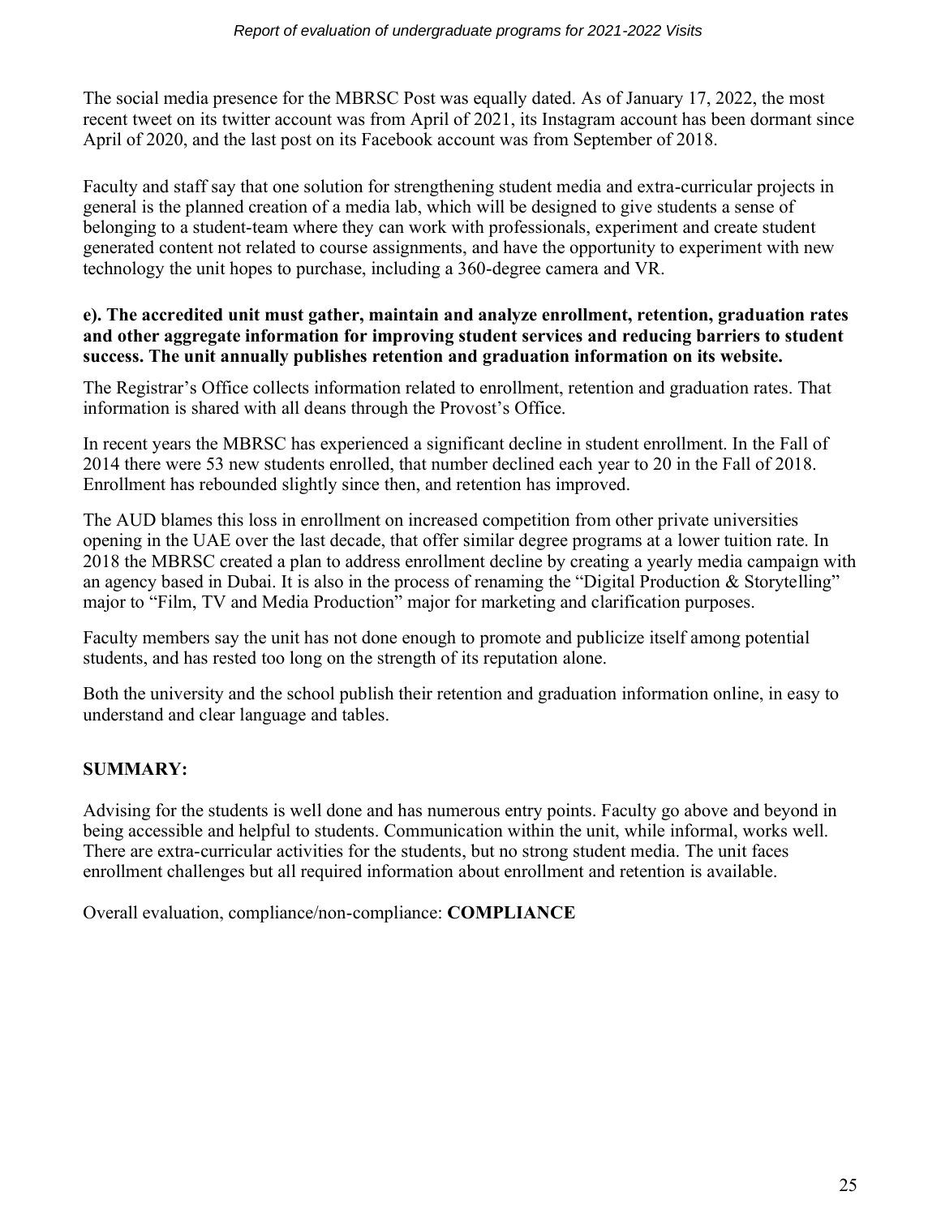The social media presence for the MBRSC Post was equally dated. As of January 17, 2022, the most recent tweet on its twitter account was from April of 2021, its Instagram account has been dormant since April of 2020, and the last post on its Facebook account was from September of 2018.

Faculty and staff say that one solution for strengthening student media and extra-curricular projects in general is the planned creation of a media lab, which will be designed to give students a sense of belonging to a student-team where they can work with professionals, experiment and create student generated content not related to course assignments, and have the opportunity to experiment with new technology the unit hopes to purchase, including a 360-degree camera and VR.

**e). The accredited unit must gather, maintain and analyze enrollment, retention, graduation rates and other aggregate information for improving student services and reducing barriers to student success. The unit annually publishes retention and graduation information on its website.**

The Registrar's Office collects information related to enrollment, retention and graduation rates. That information is shared with all deans through the Provost's Office.

In recent years the MBRSC has experienced a significant decline in student enrollment. In the Fall of 2014 there were 53 new students enrolled, that number declined each year to 20 in the Fall of 2018. Enrollment has rebounded slightly since then, and retention has improved.

The AUD blames this loss in enrollment on increased competition from other private universities opening in the UAE over the last decade, that offer similar degree programs at a lower tuition rate. In 2018 the MBRSC created a plan to address enrollment decline by creating a yearly media campaign with an agency based in Dubai. It is also in the process of renaming the "Digital Production & Storytelling" major to "Film, TV and Media Production" major for marketing and clarification purposes.

Faculty members say the unit has not done enough to promote and publicize itself among potential students, and has rested too long on the strength of its reputation alone.

Both the university and the school publish their retention and graduation information online, in easy to understand and clear language and tables.

**SUMMARY:**

Advising for the students is well done and has numerous entry points. Faculty go above and beyond in being accessible and helpful to students. Communication within the unit, while informal, works well. There are extra-curricular activities for the students, but no strong student media. The unit faces enrollment challenges but all required information about enrollment and retention is available.

Overall evaluation, compliance/non-compliance: **COMPLIANCE**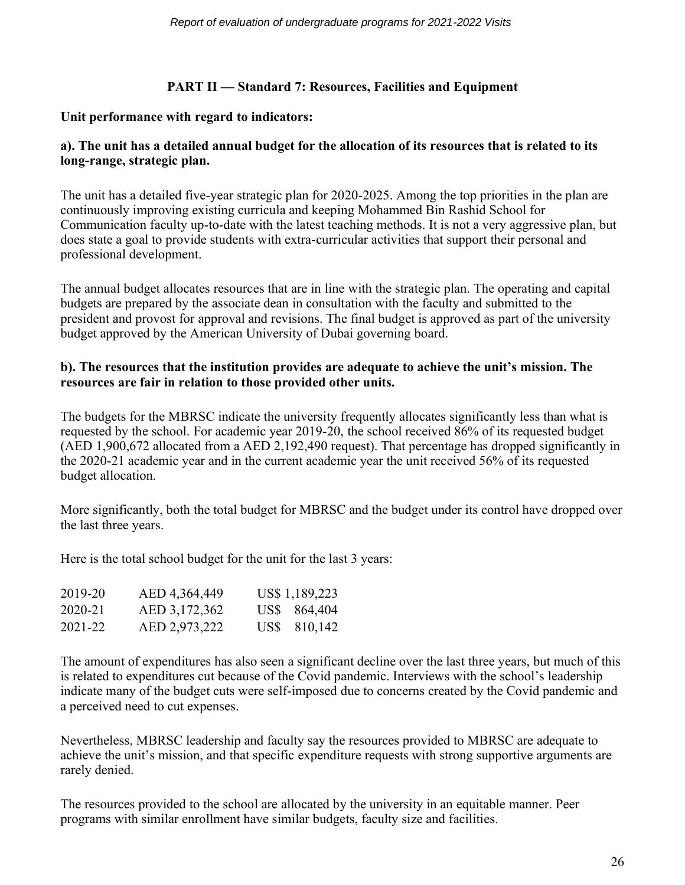## PART II — Standard 7: Resources, Facilities and Equipment

**Unit performance with regard to indicators:**

**a). The unit has a detailed annual budget for the allocation of its resources that is related to its long-range, strategic plan.**

The unit has a detailed five-year strategic plan for 2020-2025. Among the top priorities in the plan are continuously improving existing curricula and keeping Mohammed Bin Rashid School for Communication faculty up-to-date with the latest teaching methods. It is not a very aggressive plan, but does state a goal to provide students with extra-curricular activities that support their personal and professional development.

The annual budget allocates resources that are in line with the strategic plan. The operating and capital budgets are prepared by the associate dean in consultation with the faculty and submitted to the president and provost for approval and revisions. The final budget is approved as part of the university budget approved by the American University of Dubai governing board.

**b). The resources that the institution provides are adequate to achieve the unit's mission. The resources are fair in relation to those provided other units.**

The budgets for the MBRSC indicate the university frequently allocates significantly less than what is requested by the school. For academic year 2019-20, the school received 86% of its requested budget (AED 1,900,672 allocated from a AED 2,192,490 request). That percentage has dropped significantly in the 2020-21 academic year and in the current academic year the unit received 56% of its requested budget allocation.

More significantly, both the total budget for MBRSC and the budget under its control have dropped over the last three years.

Here is the total school budget for the unit for the last 3 years:

| | | |
|---|---|---|
| 2019-20 | AED 4,364,449 | US$ 1,189,223 |
| 2020-21 | AED 3,172,362 | US$ 864,404 |
| 2021-22 | AED 2,973,222 | US$ 810,142 |

The amount of expenditures has also seen a significant decline over the last three years, but much of this is related to expenditures cut because of the Covid pandemic. Interviews with the school's leadership indicate many of the budget cuts were self-imposed due to concerns created by the Covid pandemic and a perceived need to cut expenses.

Nevertheless, MBRSC leadership and faculty say the resources provided to MBRSC are adequate to achieve the unit's mission, and that specific expenditure requests with strong supportive arguments are rarely denied.

The resources provided to the school are allocated by the university in an equitable manner. Peer programs with similar enrollment have similar budgets, faculty size and facilities.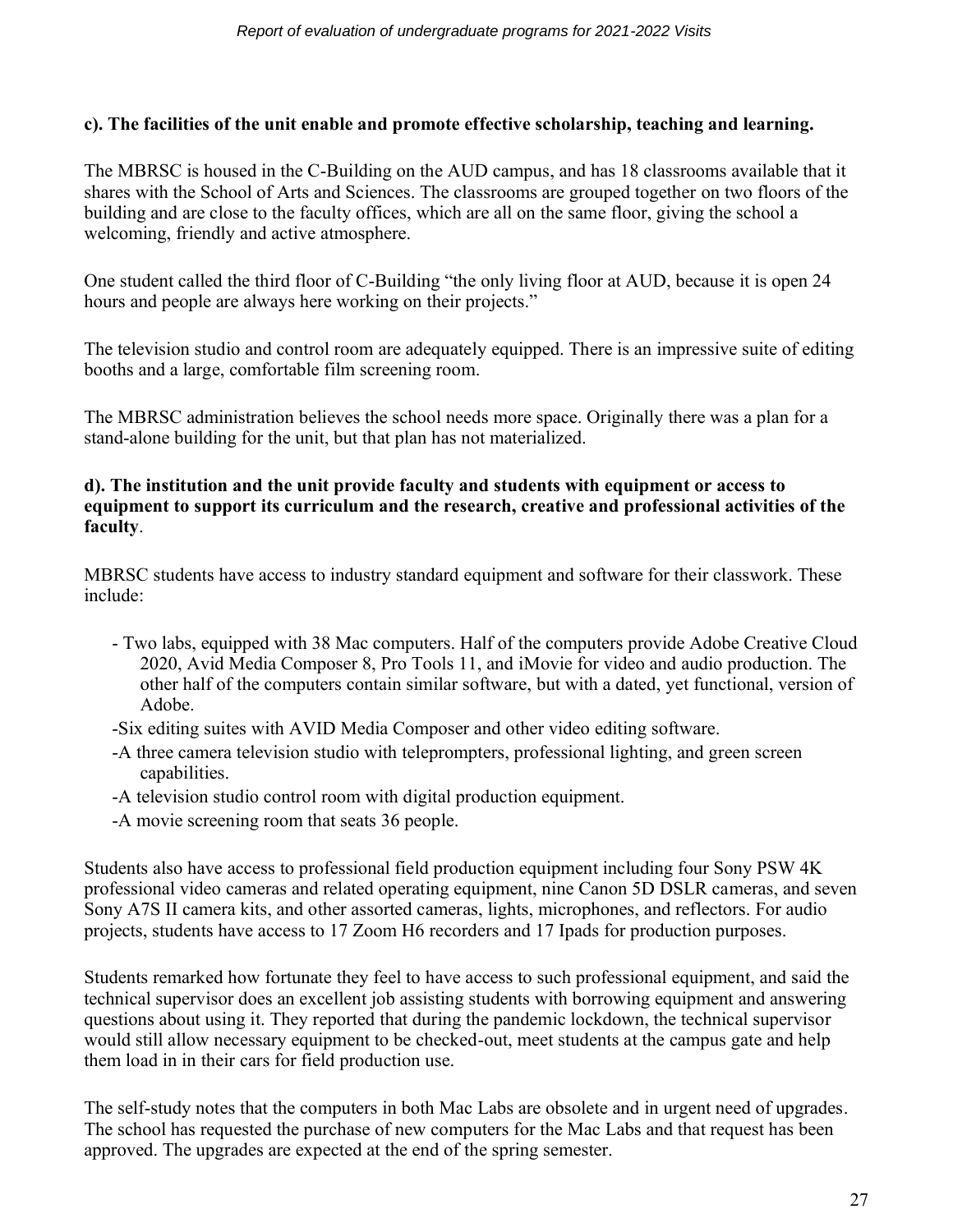**c). The facilities of the unit enable and promote effective scholarship, teaching and learning.**

The MBRSC is housed in the C-Building on the AUD campus, and has 18 classrooms available that it shares with the School of Arts and Sciences. The classrooms are grouped together on two floors of the building and are close to the faculty offices, which are all on the same floor, giving the school a welcoming, friendly and active atmosphere.

One student called the third floor of C-Building "the only living floor at AUD, because it is open 24 hours and people are always here working on their projects."

The television studio and control room are adequately equipped. There is an impressive suite of editing booths and a large, comfortable film screening room.

The MBRSC administration believes the school needs more space. Originally there was a plan for a stand-alone building for the unit, but that plan has not materialized.

**d). The institution and the unit provide faculty and students with equipment or access to equipment to support its curriculum and the research, creative and professional activities of the faculty**.

MBRSC students have access to industry standard equipment and software for their classwork. These include:

- Two labs, equipped with 38 Mac computers. Half of the computers provide Adobe Creative Cloud 2020, Avid Media Composer 8, Pro Tools 11, and iMovie for video and audio production. The other half of the computers contain similar software, but with a dated, yet functional, version of Adobe.
- Six editing suites with AVID Media Composer and other video editing software.
- A three camera television studio with teleprompters, professional lighting, and green screen capabilities.
- A television studio control room with digital production equipment.
- A movie screening room that seats 36 people.

Students also have access to professional field production equipment including four Sony PSW 4K professional video cameras and related operating equipment, nine Canon 5D DSLR cameras, and seven Sony A7S II camera kits, and other assorted cameras, lights, microphones, and reflectors. For audio projects, students have access to 17 Zoom H6 recorders and 17 Ipads for production purposes.

Students remarked how fortunate they feel to have access to such professional equipment, and said the technical supervisor does an excellent job assisting students with borrowing equipment and answering questions about using it. They reported that during the pandemic lockdown, the technical supervisor would still allow necessary equipment to be checked-out, meet students at the campus gate and help them load in in their cars for field production use.

The self-study notes that the computers in both Mac Labs are obsolete and in urgent need of upgrades. The school has requested the purchase of new computers for the Mac Labs and that request has been approved. The upgrades are expected at the end of the spring semester.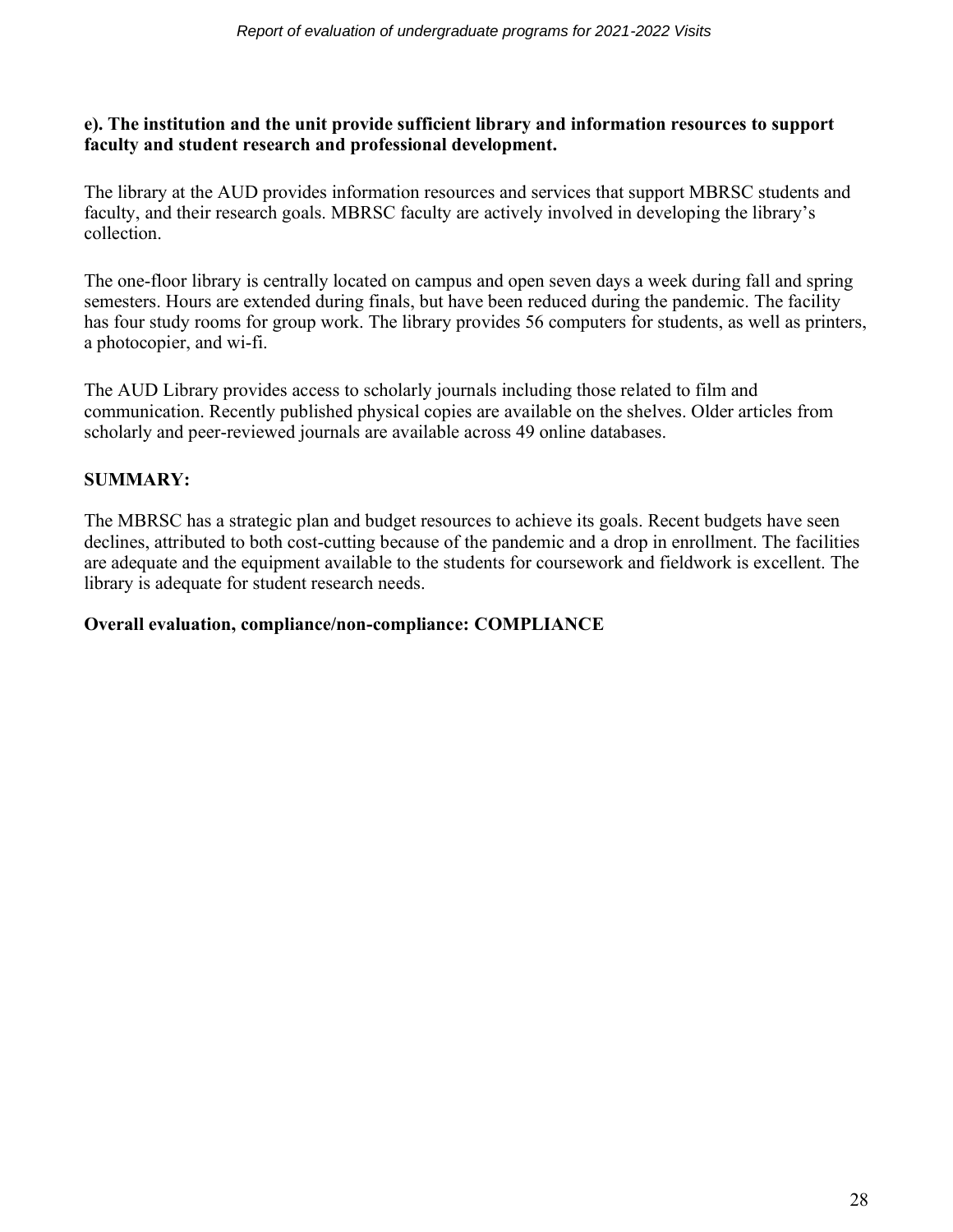**e). The institution and the unit provide sufficient library and information resources to support faculty and student research and professional development.**

The library at the AUD provides information resources and services that support MBRSC students and faculty, and their research goals. MBRSC faculty are actively involved in developing the library's collection.

The one-floor library is centrally located on campus and open seven days a week during fall and spring semesters. Hours are extended during finals, but have been reduced during the pandemic. The facility has four study rooms for group work. The library provides 56 computers for students, as well as printers, a photocopier, and wi-fi.

The AUD Library provides access to scholarly journals including those related to film and communication. Recently published physical copies are available on the shelves. Older articles from scholarly and peer-reviewed journals are available across 49 online databases.

**SUMMARY:**

The MBRSC has a strategic plan and budget resources to achieve its goals. Recent budgets have seen declines, attributed to both cost-cutting because of the pandemic and a drop in enrollment. The facilities are adequate and the equipment available to the students for coursework and fieldwork is excellent. The library is adequate for student research needs.

**Overall evaluation, compliance/non-compliance: COMPLIANCE**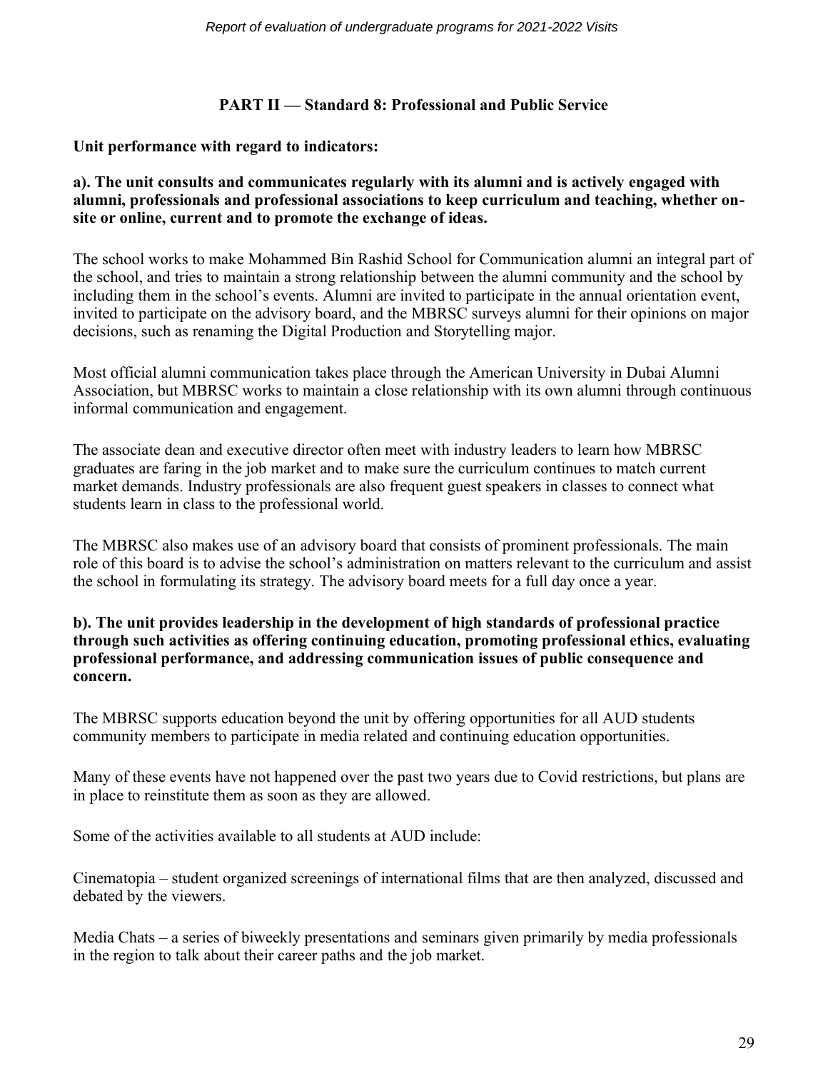## PART II — Standard 8: Professional and Public Service

**Unit performance with regard to indicators:**

**a). The unit consults and communicates regularly with its alumni and is actively engaged with alumni, professionals and professional associations to keep curriculum and teaching, whether on-site or online, current and to promote the exchange of ideas.**

The school works to make Mohammed Bin Rashid School for Communication alumni an integral part of the school, and tries to maintain a strong relationship between the alumni community and the school by including them in the school's events. Alumni are invited to participate in the annual orientation event, invited to participate on the advisory board, and the MBRSC surveys alumni for their opinions on major decisions, such as renaming the Digital Production and Storytelling major.

Most official alumni communication takes place through the American University in Dubai Alumni Association, but MBRSC works to maintain a close relationship with its own alumni through continuous informal communication and engagement.

The associate dean and executive director often meet with industry leaders to learn how MBRSC graduates are faring in the job market and to make sure the curriculum continues to match current market demands. Industry professionals are also frequent guest speakers in classes to connect what students learn in class to the professional world.

The MBRSC also makes use of an advisory board that consists of prominent professionals. The main role of this board is to advise the school's administration on matters relevant to the curriculum and assist the school in formulating its strategy. The advisory board meets for a full day once a year.

**b). The unit provides leadership in the development of high standards of professional practice through such activities as offering continuing education, promoting professional ethics, evaluating professional performance, and addressing communication issues of public consequence and concern.**

The MBRSC supports education beyond the unit by offering opportunities for all AUD students community members to participate in media related and continuing education opportunities.

Many of these events have not happened over the past two years due to Covid restrictions, but plans are in place to reinstitute them as soon as they are allowed.

Some of the activities available to all students at AUD include:

Cinematopia – student organized screenings of international films that are then analyzed, discussed and debated by the viewers.

Media Chats – a series of biweekly presentations and seminars given primarily by media professionals in the region to talk about their career paths and the job market.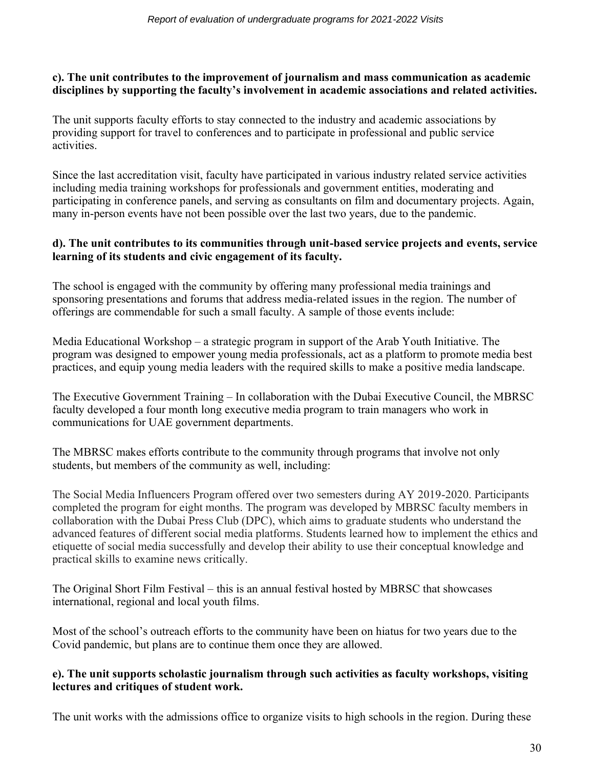**c). The unit contributes to the improvement of journalism and mass communication as academic disciplines by supporting the faculty's involvement in academic associations and related activities.**

The unit supports faculty efforts to stay connected to the industry and academic associations by providing support for travel to conferences and to participate in professional and public service activities.

Since the last accreditation visit, faculty have participated in various industry related service activities including media training workshops for professionals and government entities, moderating and participating in conference panels, and serving as consultants on film and documentary projects. Again, many in-person events have not been possible over the last two years, due to the pandemic.

**d). The unit contributes to its communities through unit-based service projects and events, service learning of its students and civic engagement of its faculty.**

The school is engaged with the community by offering many professional media trainings and sponsoring presentations and forums that address media-related issues in the region. The number of offerings are commendable for such a small faculty. A sample of those events include:

Media Educational Workshop – a strategic program in support of the Arab Youth Initiative. The program was designed to empower young media professionals, act as a platform to promote media best practices, and equip young media leaders with the required skills to make a positive media landscape.

The Executive Government Training – In collaboration with the Dubai Executive Council, the MBRSC faculty developed a four month long executive media program to train managers who work in communications for UAE government departments.

The MBRSC makes efforts contribute to the community through programs that involve not only students, but members of the community as well, including:

The Social Media Influencers Program offered over two semesters during AY 2019-2020. Participants completed the program for eight months. The program was developed by MBRSC faculty members in collaboration with the Dubai Press Club (DPC), which aims to graduate students who understand the advanced features of different social media platforms. Students learned how to implement the ethics and etiquette of social media successfully and develop their ability to use their conceptual knowledge and practical skills to examine news critically.

The Original Short Film Festival – this is an annual festival hosted by MBRSC that showcases international, regional and local youth films.

Most of the school's outreach efforts to the community have been on hiatus for two years due to the Covid pandemic, but plans are to continue them once they are allowed.

**e). The unit supports scholastic journalism through such activities as faculty workshops, visiting lectures and critiques of student work.**

The unit works with the admissions office to organize visits to high schools in the region. During these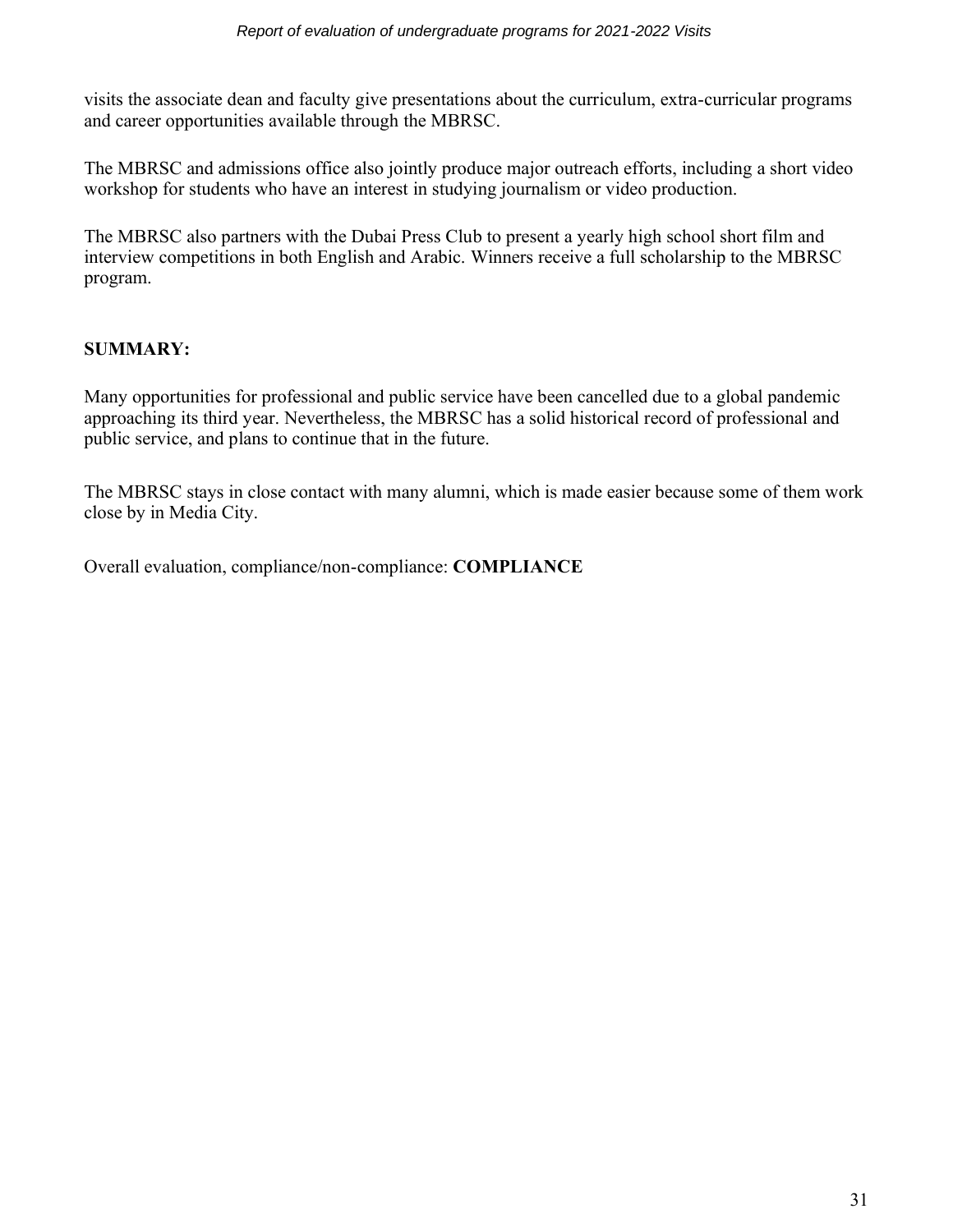visits the associate dean and faculty give presentations about the curriculum, extra-curricular programs and career opportunities available through the MBRSC.

The MBRSC and admissions office also jointly produce major outreach efforts, including a short video workshop for students who have an interest in studying journalism or video production.

The MBRSC also partners with the Dubai Press Club to present a yearly high school short film and interview competitions in both English and Arabic. Winners receive a full scholarship to the MBRSC program.

**SUMMARY:**

Many opportunities for professional and public service have been cancelled due to a global pandemic approaching its third year. Nevertheless, the MBRSC has a solid historical record of professional and public service, and plans to continue that in the future.

The MBRSC stays in close contact with many alumni, which is made easier because some of them work close by in Media City.

Overall evaluation, compliance/non-compliance: **COMPLIANCE**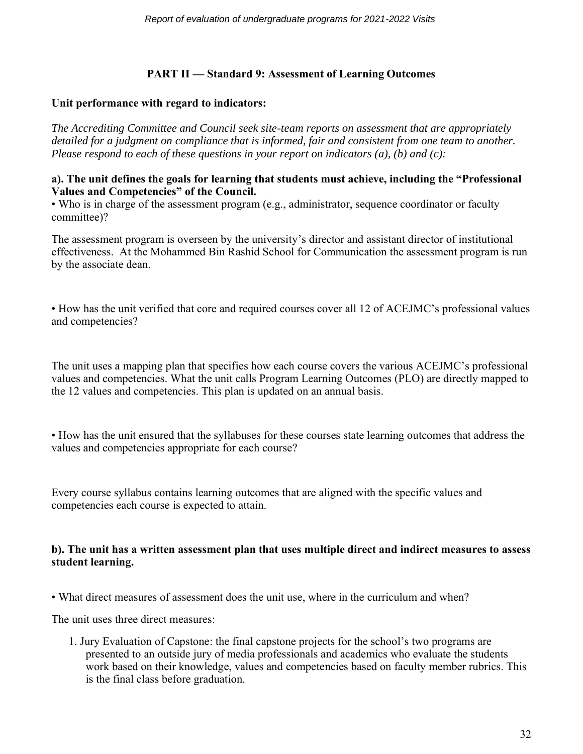## PART II — Standard 9: Assessment of Learning Outcomes

**Unit performance with regard to indicators:**

*The Accrediting Committee and Council seek site-team reports on assessment that are appropriately detailed for a judgment on compliance that is informed, fair and consistent from one team to another. Please respond to each of these questions in your report on indicators (a), (b) and (c):*

**a). The unit defines the goals for learning that students must achieve, including the "Professional Values and Competencies" of the Council.**

• Who is in charge of the assessment program (e.g., administrator, sequence coordinator or faculty committee)?

The assessment program is overseen by the university's director and assistant director of institutional effectiveness. At the Mohammed Bin Rashid School for Communication the assessment program is run by the associate dean.

• How has the unit verified that core and required courses cover all 12 of ACEJMC's professional values and competencies?

The unit uses a mapping plan that specifies how each course covers the various ACEJMC's professional values and competencies. What the unit calls Program Learning Outcomes (PLO) are directly mapped to the 12 values and competencies. This plan is updated on an annual basis.

• How has the unit ensured that the syllabuses for these courses state learning outcomes that address the values and competencies appropriate for each course?

Every course syllabus contains learning outcomes that are aligned with the specific values and competencies each course is expected to attain.

**b). The unit has a written assessment plan that uses multiple direct and indirect measures to assess student learning.**

• What direct measures of assessment does the unit use, where in the curriculum and when?

The unit uses three direct measures:

1. Jury Evaluation of Capstone: the final capstone projects for the school's two programs are presented to an outside jury of media professionals and academics who evaluate the students work based on their knowledge, values and competencies based on faculty member rubrics. This is the final class before graduation.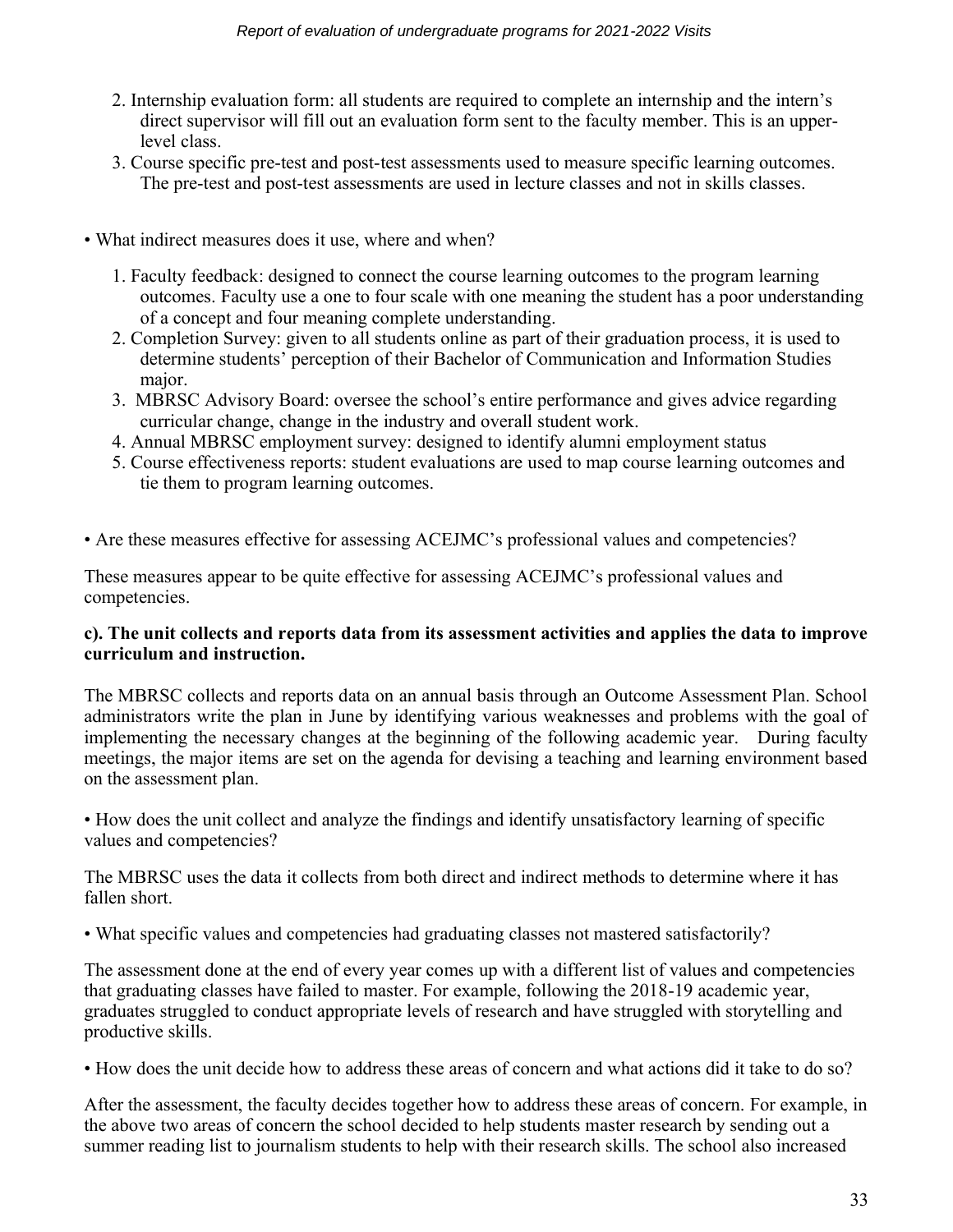2. Internship evaluation form: all students are required to complete an internship and the intern's direct supervisor will fill out an evaluation form sent to the faculty member. This is an upper-level class.
3. Course specific pre-test and post-test assessments used to measure specific learning outcomes. The pre-test and post-test assessments are used in lecture classes and not in skills classes.

• What indirect measures does it use, where and when?

1. Faculty feedback: designed to connect the course learning outcomes to the program learning outcomes. Faculty use a one to four scale with one meaning the student has a poor understanding of a concept and four meaning complete understanding.
2. Completion Survey: given to all students online as part of their graduation process, it is used to determine students' perception of their Bachelor of Communication and Information Studies major.
3. MBRSC Advisory Board: oversee the school's entire performance and gives advice regarding curricular change, change in the industry and overall student work.
4. Annual MBRSC employment survey: designed to identify alumni employment status
5. Course effectiveness reports: student evaluations are used to map course learning outcomes and tie them to program learning outcomes.

• Are these measures effective for assessing ACEJMC's professional values and competencies?

These measures appear to be quite effective for assessing ACEJMC's professional values and competencies.

**c). The unit collects and reports data from its assessment activities and applies the data to improve curriculum and instruction.**

The MBRSC collects and reports data on an annual basis through an Outcome Assessment Plan. School administrators write the plan in June by identifying various weaknesses and problems with the goal of implementing the necessary changes at the beginning of the following academic year. During faculty meetings, the major items are set on the agenda for devising a teaching and learning environment based on the assessment plan.

• How does the unit collect and analyze the findings and identify unsatisfactory learning of specific values and competencies?

The MBRSC uses the data it collects from both direct and indirect methods to determine where it has fallen short.

• What specific values and competencies had graduating classes not mastered satisfactorily?

The assessment done at the end of every year comes up with a different list of values and competencies that graduating classes have failed to master. For example, following the 2018-19 academic year, graduates struggled to conduct appropriate levels of research and have struggled with storytelling and productive skills.

• How does the unit decide how to address these areas of concern and what actions did it take to do so?

After the assessment, the faculty decides together how to address these areas of concern. For example, in the above two areas of concern the school decided to help students master research by sending out a summer reading list to journalism students to help with their research skills. The school also increased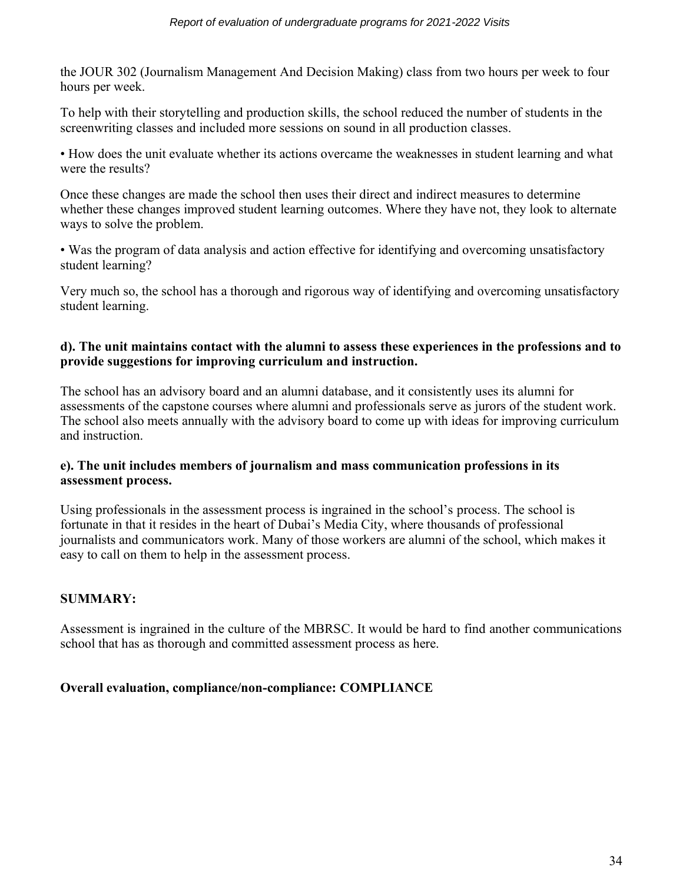the JOUR 302 (Journalism Management And Decision Making) class from two hours per week to four hours per week.

To help with their storytelling and production skills, the school reduced the number of students in the screenwriting classes and included more sessions on sound in all production classes.

• How does the unit evaluate whether its actions overcame the weaknesses in student learning and what were the results?

Once these changes are made the school then uses their direct and indirect measures to determine whether these changes improved student learning outcomes. Where they have not, they look to alternate ways to solve the problem.

• Was the program of data analysis and action effective for identifying and overcoming unsatisfactory student learning?

Very much so, the school has a thorough and rigorous way of identifying and overcoming unsatisfactory student learning.

**d). The unit maintains contact with the alumni to assess these experiences in the professions and to provide suggestions for improving curriculum and instruction.**

The school has an advisory board and an alumni database, and it consistently uses its alumni for assessments of the capstone courses where alumni and professionals serve as jurors of the student work. The school also meets annually with the advisory board to come up with ideas for improving curriculum and instruction.

**e). The unit includes members of journalism and mass communication professions in its assessment process.**

Using professionals in the assessment process is ingrained in the school's process. The school is fortunate in that it resides in the heart of Dubai's Media City, where thousands of professional journalists and communicators work. Many of those workers are alumni of the school, which makes it easy to call on them to help in the assessment process.

**SUMMARY:**

Assessment is ingrained in the culture of the MBRSC. It would be hard to find another communications school that has as thorough and committed assessment process as here.

**Overall evaluation, compliance/non-compliance: COMPLIANCE**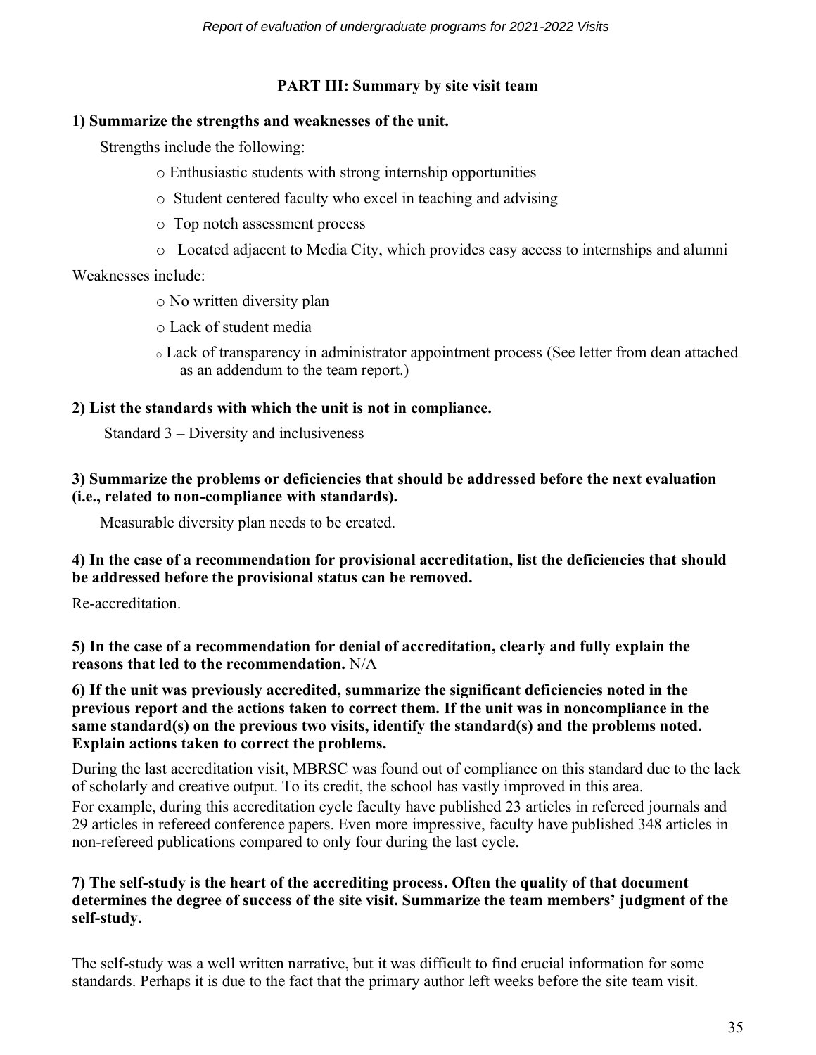## PART III: Summary by site visit team

**1) Summarize the strengths and weaknesses of the unit.**

Strengths include the following:

- Enthusiastic students with strong internship opportunities
- Student centered faculty who excel in teaching and advising
- Top notch assessment process
- Located adjacent to Media City, which provides easy access to internships and alumni

Weaknesses include:

- No written diversity plan
- Lack of student media
- Lack of transparency in administrator appointment process (See letter from dean attached as an addendum to the team report.)

**2) List the standards with which the unit is not in compliance.**

Standard 3 – Diversity and inclusiveness

**3) Summarize the problems or deficiencies that should be addressed before the next evaluation (i.e., related to non-compliance with standards).**

Measurable diversity plan needs to be created.

**4) In the case of a recommendation for provisional accreditation, list the deficiencies that should be addressed before the provisional status can be removed.**

Re-accreditation.

**5) In the case of a recommendation for denial of accreditation, clearly and fully explain the reasons that led to the recommendation.** N/A

**6) If the unit was previously accredited, summarize the significant deficiencies noted in the previous report and the actions taken to correct them. If the unit was in noncompliance in the same standard(s) on the previous two visits, identify the standard(s) and the problems noted. Explain actions taken to correct the problems.**

During the last accreditation visit, MBRSC was found out of compliance on this standard due to the lack of scholarly and creative output. To its credit, the school has vastly improved in this area.

For example, during this accreditation cycle faculty have published 23 articles in refereed journals and 29 articles in refereed conference papers. Even more impressive, faculty have published 348 articles in non-refereed publications compared to only four during the last cycle.

**7) The self-study is the heart of the accrediting process. Often the quality of that document determines the degree of success of the site visit. Summarize the team members' judgment of the self-study.**

The self-study was a well written narrative, but it was difficult to find crucial information for some standards. Perhaps it is due to the fact that the primary author left weeks before the site team visit.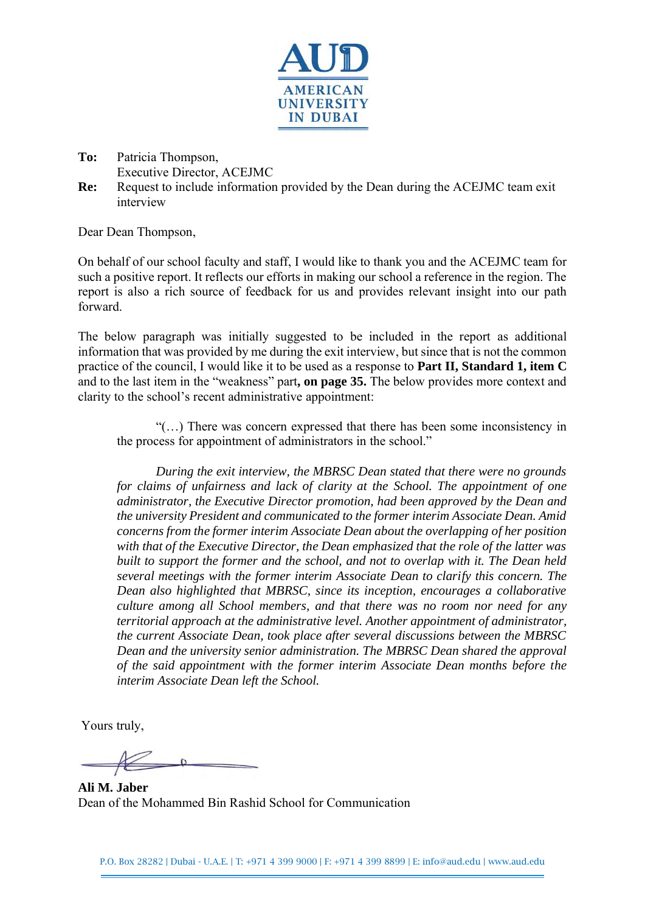**AUD**
**AMERICAN UNIVERSITY IN DUBAI**

**To:** Patricia Thompson,
Executive Director, ACEJMC

**Re:** Request to include information provided by the Dean during the ACEJMC team exit interview

Dear Dean Thompson,

On behalf of our school faculty and staff, I would like to thank you and the ACEJMC team for such a positive report. It reflects our efforts in making our school a reference in the region. The report is also a rich source of feedback for us and provides relevant insight into our path forward.

The below paragraph was initially suggested to be included in the report as additional information that was provided by me during the exit interview, but since that is not the common practice of the council, I would like it to be used as a response to **Part II, Standard 1, item C** and to the last item in the "weakness" part**, on page 35.** The below provides more context and clarity to the school's recent administrative appointment:

> "(…) There was concern expressed that there has been some inconsistency in the process for appointment of administrators in the school."
>
> *During the exit interview, the MBRSC Dean stated that there were no grounds for claims of unfairness and lack of clarity at the School. The appointment of one administrator, the Executive Director promotion, had been approved by the Dean and the university President and communicated to the former interim Associate Dean. Amid concerns from the former interim Associate Dean about the overlapping of her position with that of the Executive Director, the Dean emphasized that the role of the latter was built to support the former and the school, and not to overlap with it. The Dean held several meetings with the former interim Associate Dean to clarify this concern. The Dean also highlighted that MBRSC, since its inception, encourages a collaborative culture among all School members, and that there was no room nor need for any territorial approach at the administrative level. Another appointment of administrator, the current Associate Dean, took place after several discussions between the MBRSC Dean and the university senior administration. The MBRSC Dean shared the approval of the said appointment with the former interim Associate Dean months before the interim Associate Dean left the School.*

Yours truly,

**Ali M. Jaber**
Dean of the Mohammed Bin Rashid School for Communication

P.O. Box 28282 | Dubai - U.A.E. | T: +971 4 399 9000 | F: +971 4 399 8899 | E: info@aud.edu | www.aud.edu